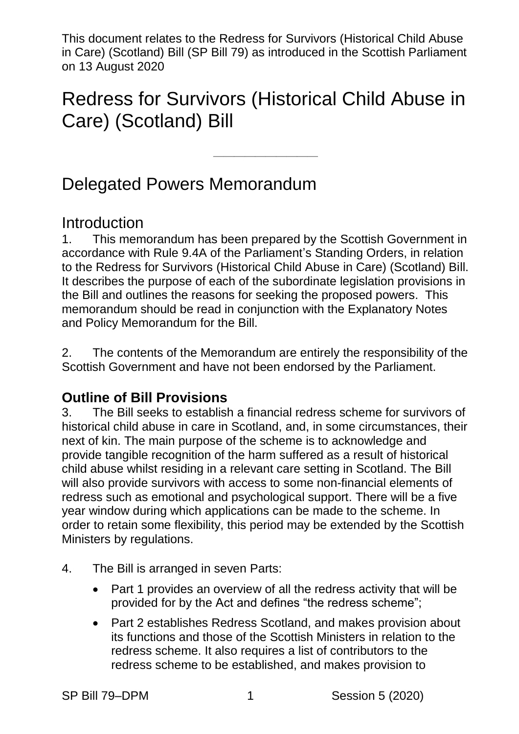This document relates to the Redress for Survivors (Historical Child Abuse in Care) (Scotland) Bill (SP Bill 79) as introduced in the Scottish Parliament on 13 August 2020

# Redress for Survivors (Historical Child Abuse in Care) (Scotland) Bill

---

## Delegated Powers Memorandum

## Introduction

1. This memorandum has been prepared by the Scottish Government in accordance with Rule 9.4A of the Parliament's Standing Orders, in relation to the Redress for Survivors (Historical Child Abuse in Care) (Scotland) Bill. It describes the purpose of each of the subordinate legislation provisions in the Bill and outlines the reasons for seeking the proposed powers. This memorandum should be read in conjunction with the Explanatory Notes and Policy Memorandum for the Bill.

2. The contents of the Memorandum are entirely the responsibility of the Scottish Government and have not been endorsed by the Parliament.

### Outline of Bill Provisions

3. The Bill seeks to establish a financial redress scheme for survivors of historical child abuse in care in Scotland, and, in some circumstances, their next of kin. The main purpose of the scheme is to acknowledge and provide tangible recognition of the harm suffered as a result of historical child abuse whilst residing in a relevant care setting in Scotland. The Bill will also provide survivors with access to some non-financial elements of redress such as emotional and psychological support. There will be a five year window during which applications can be made to the scheme. In order to retain some flexibility, this period may be extended by the Scottish Ministers by regulations.

4. The Bill is arranged in seven Parts:

- Part 1 provides an overview of all the redress activity that will be provided for by the Act and defines "the redress scheme";
- Part 2 establishes Redress Scotland, and makes provision about its functions and those of the Scottish Ministers in relation to the redress scheme. It also requires a list of contributors to the redress scheme to be established, and makes provision to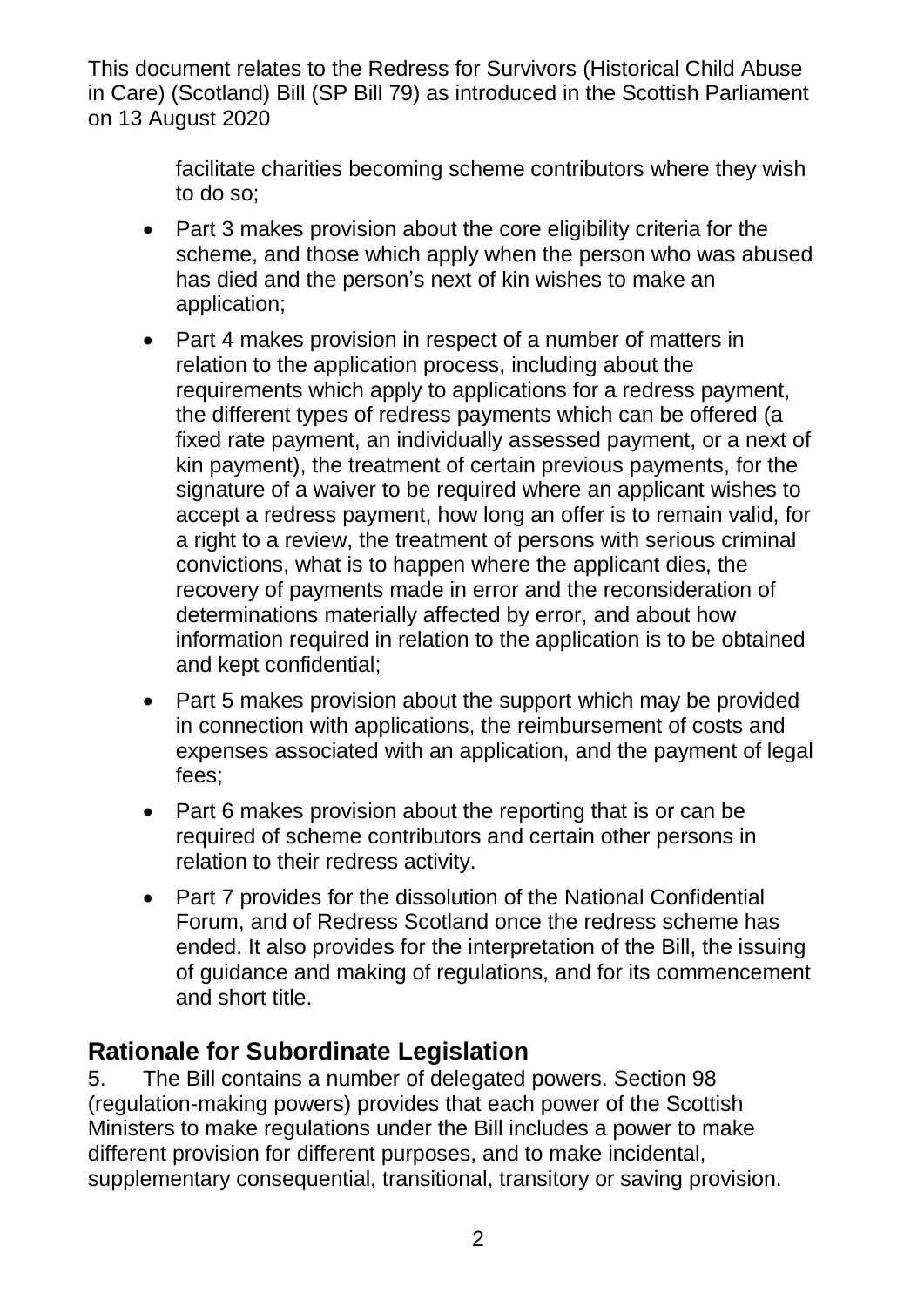facilitate charities becoming scheme contributors where they wish to do so;

- Part 3 makes provision about the core eligibility criteria for the scheme, and those which apply when the person who was abused has died and the person's next of kin wishes to make an application;
- Part 4 makes provision in respect of a number of matters in relation to the application process, including about the requirements which apply to applications for a redress payment, the different types of redress payments which can be offered (a fixed rate payment, an individually assessed payment, or a next of kin payment), the treatment of certain previous payments, for the signature of a waiver to be required where an applicant wishes to accept a redress payment, how long an offer is to remain valid, for a right to a review, the treatment of persons with serious criminal convictions, what is to happen where the applicant dies, the recovery of payments made in error and the reconsideration of determinations materially affected by error, and about how information required in relation to the application is to be obtained and kept confidential;
- Part 5 makes provision about the support which may be provided in connection with applications, the reimbursement of costs and expenses associated with an application, and the payment of legal fees;
- Part 6 makes provision about the reporting that is or can be required of scheme contributors and certain other persons in relation to their redress activity.
- Part 7 provides for the dissolution of the National Confidential Forum, and of Redress Scotland once the redress scheme has ended. It also provides for the interpretation of the Bill, the issuing of guidance and making of regulations, and for its commencement and short title.

## Rationale for Subordinate Legislation

5. The Bill contains a number of delegated powers. Section 98 (regulation-making powers) provides that each power of the Scottish Ministers to make regulations under the Bill includes a power to make different provision for different purposes, and to make incidental, supplementary consequential, transitional, transitory or saving provision.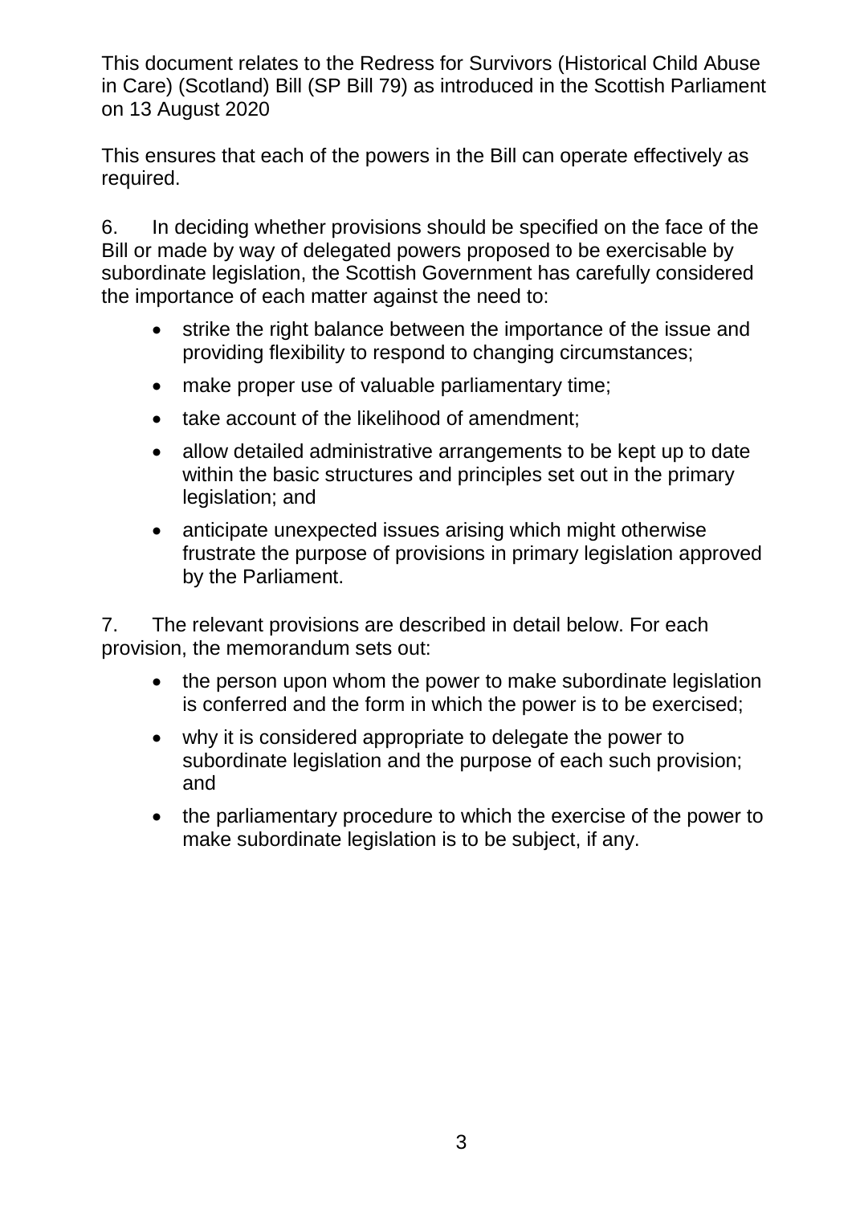This ensures that each of the powers in the Bill can operate effectively as required.

6. In deciding whether provisions should be specified on the face of the Bill or made by way of delegated powers proposed to be exercisable by subordinate legislation, the Scottish Government has carefully considered the importance of each matter against the need to:

- strike the right balance between the importance of the issue and providing flexibility to respond to changing circumstances;
- make proper use of valuable parliamentary time;
- take account of the likelihood of amendment;
- allow detailed administrative arrangements to be kept up to date within the basic structures and principles set out in the primary legislation; and
- anticipate unexpected issues arising which might otherwise frustrate the purpose of provisions in primary legislation approved by the Parliament.

7. The relevant provisions are described in detail below. For each provision, the memorandum sets out:

- the person upon whom the power to make subordinate legislation is conferred and the form in which the power is to be exercised;
- why it is considered appropriate to delegate the power to subordinate legislation and the purpose of each such provision; and
- the parliamentary procedure to which the exercise of the power to make subordinate legislation is to be subject, if any.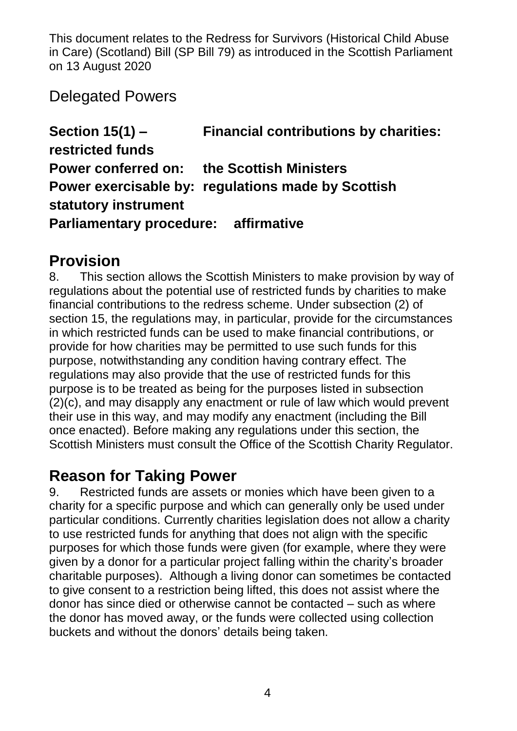This document relates to the Redress for Survivors (Historical Child Abuse in Care) (Scotland) Bill (SP Bill 79) as introduced in the Scottish Parliament on 13 August 2020

Delegated Powers

**Section 15(1) – Financial contributions by charities: restricted funds**
**Power conferred on: the Scottish Ministers**
**Power exercisable by: regulations made by Scottish statutory instrument**
**Parliamentary procedure: affirmative**

## Provision

8. This section allows the Scottish Ministers to make provision by way of regulations about the potential use of restricted funds by charities to make financial contributions to the redress scheme. Under subsection (2) of section 15, the regulations may, in particular, provide for the circumstances in which restricted funds can be used to make financial contributions, or provide for how charities may be permitted to use such funds for this purpose, notwithstanding any condition having contrary effect. The regulations may also provide that the use of restricted funds for this purpose is to be treated as being for the purposes listed in subsection (2)(c), and may disapply any enactment or rule of law which would prevent their use in this way, and may modify any enactment (including the Bill once enacted). Before making any regulations under this section, the Scottish Ministers must consult the Office of the Scottish Charity Regulator.

## Reason for Taking Power

9. Restricted funds are assets or monies which have been given to a charity for a specific purpose and which can generally only be used under particular conditions. Currently charities legislation does not allow a charity to use restricted funds for anything that does not align with the specific purposes for which those funds were given (for example, where they were given by a donor for a particular project falling within the charity's broader charitable purposes). Although a living donor can sometimes be contacted to give consent to a restriction being lifted, this does not assist where the donor has since died or otherwise cannot be contacted – such as where the donor has moved away, or the funds were collected using collection buckets and without the donors' details being taken.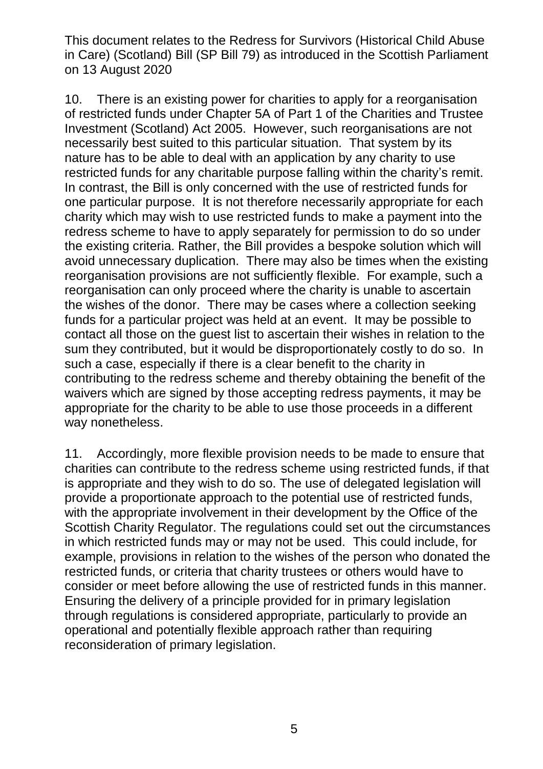10. There is an existing power for charities to apply for a reorganisation of restricted funds under Chapter 5A of Part 1 of the Charities and Trustee Investment (Scotland) Act 2005. However, such reorganisations are not necessarily best suited to this particular situation. That system by its nature has to be able to deal with an application by any charity to use restricted funds for any charitable purpose falling within the charity's remit. In contrast, the Bill is only concerned with the use of restricted funds for one particular purpose. It is not therefore necessarily appropriate for each charity which may wish to use restricted funds to make a payment into the redress scheme to have to apply separately for permission to do so under the existing criteria. Rather, the Bill provides a bespoke solution which will avoid unnecessary duplication. There may also be times when the existing reorganisation provisions are not sufficiently flexible. For example, such a reorganisation can only proceed where the charity is unable to ascertain the wishes of the donor. There may be cases where a collection seeking funds for a particular project was held at an event. It may be possible to contact all those on the guest list to ascertain their wishes in relation to the sum they contributed, but it would be disproportionately costly to do so. In such a case, especially if there is a clear benefit to the charity in contributing to the redress scheme and thereby obtaining the benefit of the waivers which are signed by those accepting redress payments, it may be appropriate for the charity to be able to use those proceeds in a different way nonetheless.

11. Accordingly, more flexible provision needs to be made to ensure that charities can contribute to the redress scheme using restricted funds, if that is appropriate and they wish to do so. The use of delegated legislation will provide a proportionate approach to the potential use of restricted funds, with the appropriate involvement in their development by the Office of the Scottish Charity Regulator. The regulations could set out the circumstances in which restricted funds may or may not be used. This could include, for example, provisions in relation to the wishes of the person who donated the restricted funds, or criteria that charity trustees or others would have to consider or meet before allowing the use of restricted funds in this manner. Ensuring the delivery of a principle provided for in primary legislation through regulations is considered appropriate, particularly to provide an operational and potentially flexible approach rather than requiring reconsideration of primary legislation.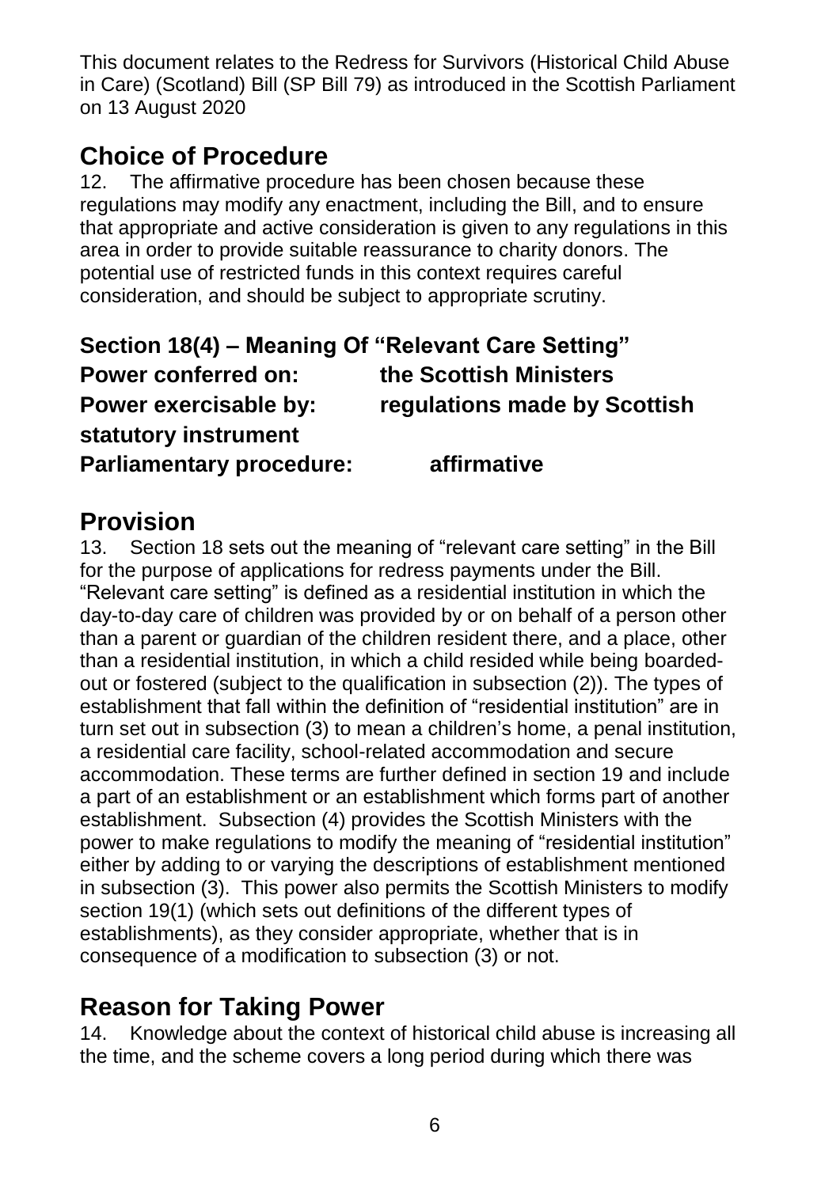This document relates to the Redress for Survivors (Historical Child Abuse in Care) (Scotland) Bill (SP Bill 79) as introduced in the Scottish Parliament on 13 August 2020

## Choice of Procedure

12. The affirmative procedure has been chosen because these regulations may modify any enactment, including the Bill, and to ensure that appropriate and active consideration is given to any regulations in this area in order to provide suitable reassurance to charity donors. The potential use of restricted funds in this context requires careful consideration, and should be subject to appropriate scrutiny.

### Section 18(4) – Meaning Of "Relevant Care Setting"

**Power conferred on:** **the Scottish Ministers**
**Power exercisable by:** **regulations made by Scottish statutory instrument**
**Parliamentary procedure:** **affirmative**

## Provision

13. Section 18 sets out the meaning of "relevant care setting" in the Bill for the purpose of applications for redress payments under the Bill. "Relevant care setting" is defined as a residential institution in which the day-to-day care of children was provided by or on behalf of a person other than a parent or guardian of the children resident there, and a place, other than a residential institution, in which a child resided while being boarded-out or fostered (subject to the qualification in subsection (2)). The types of establishment that fall within the definition of "residential institution" are in turn set out in subsection (3) to mean a children's home, a penal institution, a residential care facility, school-related accommodation and secure accommodation. These terms are further defined in section 19 and include a part of an establishment or an establishment which forms part of another establishment. Subsection (4) provides the Scottish Ministers with the power to make regulations to modify the meaning of "residential institution" either by adding to or varying the descriptions of establishment mentioned in subsection (3). This power also permits the Scottish Ministers to modify section 19(1) (which sets out definitions of the different types of establishments), as they consider appropriate, whether that is in consequence of a modification to subsection (3) or not.

## Reason for Taking Power

14. Knowledge about the context of historical child abuse is increasing all the time, and the scheme covers a long period during which there was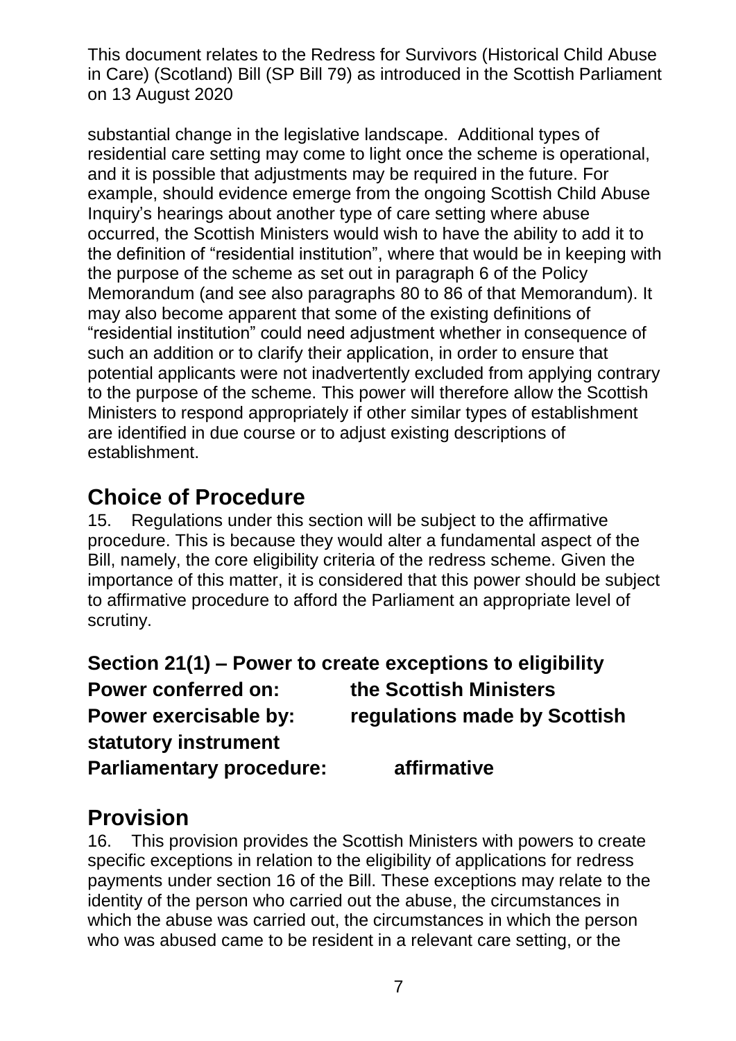substantial change in the legislative landscape. Additional types of residential care setting may come to light once the scheme is operational, and it is possible that adjustments may be required in the future. For example, should evidence emerge from the ongoing Scottish Child Abuse Inquiry's hearings about another type of care setting where abuse occurred, the Scottish Ministers would wish to have the ability to add it to the definition of "residential institution", where that would be in keeping with the purpose of the scheme as set out in paragraph 6 of the Policy Memorandum (and see also paragraphs 80 to 86 of that Memorandum). It may also become apparent that some of the existing definitions of "residential institution" could need adjustment whether in consequence of such an addition or to clarify their application, in order to ensure that potential applicants were not inadvertently excluded from applying contrary to the purpose of the scheme. This power will therefore allow the Scottish Ministers to respond appropriately if other similar types of establishment are identified in due course or to adjust existing descriptions of establishment.

## Choice of Procedure

15. Regulations under this section will be subject to the affirmative procedure. This is because they would alter a fundamental aspect of the Bill, namely, the core eligibility criteria of the redress scheme. Given the importance of this matter, it is considered that this power should be subject to affirmative procedure to afford the Parliament an appropriate level of scrutiny.

**Section 21(1) – Power to create exceptions to eligibility**

**Power conferred on:** **the Scottish Ministers**

**Power exercisable by:** **regulations made by Scottish statutory instrument**

**Parliamentary procedure:** **affirmative**

## Provision

16. This provision provides the Scottish Ministers with powers to create specific exceptions in relation to the eligibility of applications for redress payments under section 16 of the Bill. These exceptions may relate to the identity of the person who carried out the abuse, the circumstances in which the abuse was carried out, the circumstances in which the person who was abused came to be resident in a relevant care setting, or the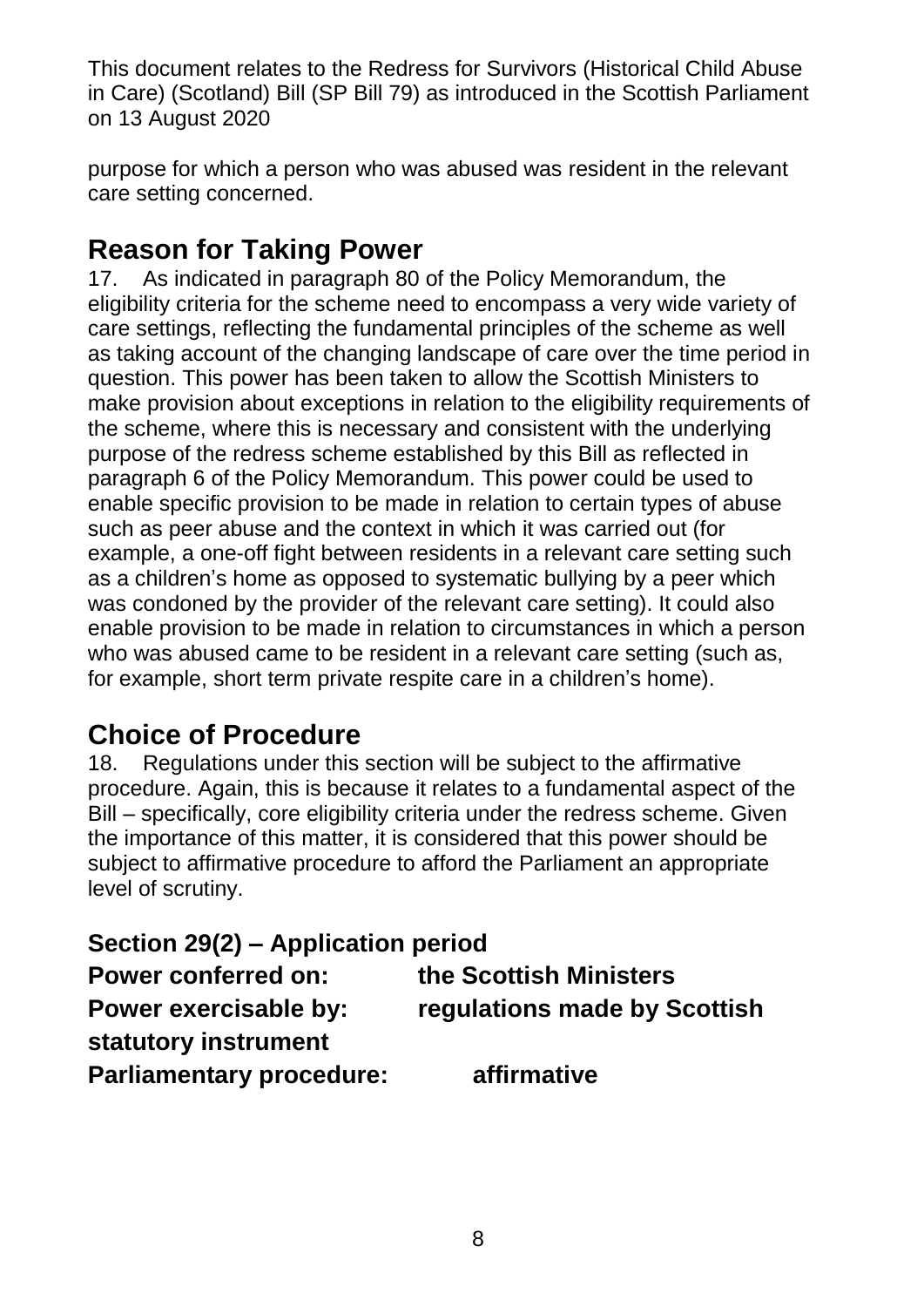purpose for which a person who was abused was resident in the relevant care setting concerned.

## Reason for Taking Power

17. As indicated in paragraph 80 of the Policy Memorandum, the eligibility criteria for the scheme need to encompass a very wide variety of care settings, reflecting the fundamental principles of the scheme as well as taking account of the changing landscape of care over the time period in question. This power has been taken to allow the Scottish Ministers to make provision about exceptions in relation to the eligibility requirements of the scheme, where this is necessary and consistent with the underlying purpose of the redress scheme established by this Bill as reflected in paragraph 6 of the Policy Memorandum. This power could be used to enable specific provision to be made in relation to certain types of abuse such as peer abuse and the context in which it was carried out (for example, a one-off fight between residents in a relevant care setting such as a children's home as opposed to systematic bullying by a peer which was condoned by the provider of the relevant care setting). It could also enable provision to be made in relation to circumstances in which a person who was abused came to be resident in a relevant care setting (such as, for example, short term private respite care in a children's home).

## Choice of Procedure

18. Regulations under this section will be subject to the affirmative procedure. Again, this is because it relates to a fundamental aspect of the Bill – specifically, core eligibility criteria under the redress scheme. Given the importance of this matter, it is considered that this power should be subject to affirmative procedure to afford the Parliament an appropriate level of scrutiny.

**Section 29(2) – Application period**

**Power conferred on:** **the Scottish Ministers**

**Power exercisable by:** **regulations made by Scottish statutory instrument**

**Parliamentary procedure:** **affirmative**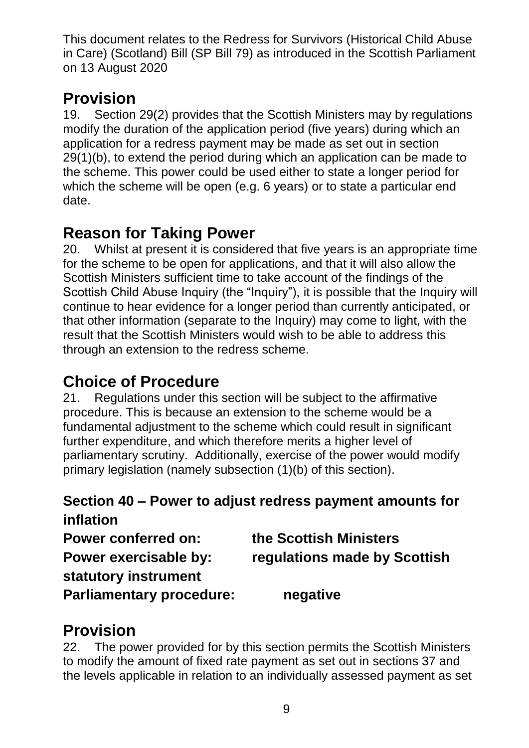This document relates to the Redress for Survivors (Historical Child Abuse in Care) (Scotland) Bill (SP Bill 79) as introduced in the Scottish Parliament on 13 August 2020

## Provision

19. Section 29(2) provides that the Scottish Ministers may by regulations modify the duration of the application period (five years) during which an application for a redress payment may be made as set out in section 29(1)(b), to extend the period during which an application can be made to the scheme. This power could be used either to state a longer period for which the scheme will be open (e.g. 6 years) or to state a particular end date.

## Reason for Taking Power

20. Whilst at present it is considered that five years is an appropriate time for the scheme to be open for applications, and that it will also allow the Scottish Ministers sufficient time to take account of the findings of the Scottish Child Abuse Inquiry (the "Inquiry"), it is possible that the Inquiry will continue to hear evidence for a longer period than currently anticipated, or that other information (separate to the Inquiry) may come to light, with the result that the Scottish Ministers would wish to be able to address this through an extension to the redress scheme.

## Choice of Procedure

21. Regulations under this section will be subject to the affirmative procedure. This is because an extension to the scheme would be a fundamental adjustment to the scheme which could result in significant further expenditure, and which therefore merits a higher level of parliamentary scrutiny. Additionally, exercise of the power would modify primary legislation (namely subsection (1)(b) of this section).

### Section 40 – Power to adjust redress payment amounts for inflation

**Power conferred on:** the Scottish Ministers
**Power exercisable by:** regulations made by Scottish statutory instrument
**Parliamentary procedure:** negative

## Provision

22. The power provided for by this section permits the Scottish Ministers to modify the amount of fixed rate payment as set out in sections 37 and the levels applicable in relation to an individually assessed payment as set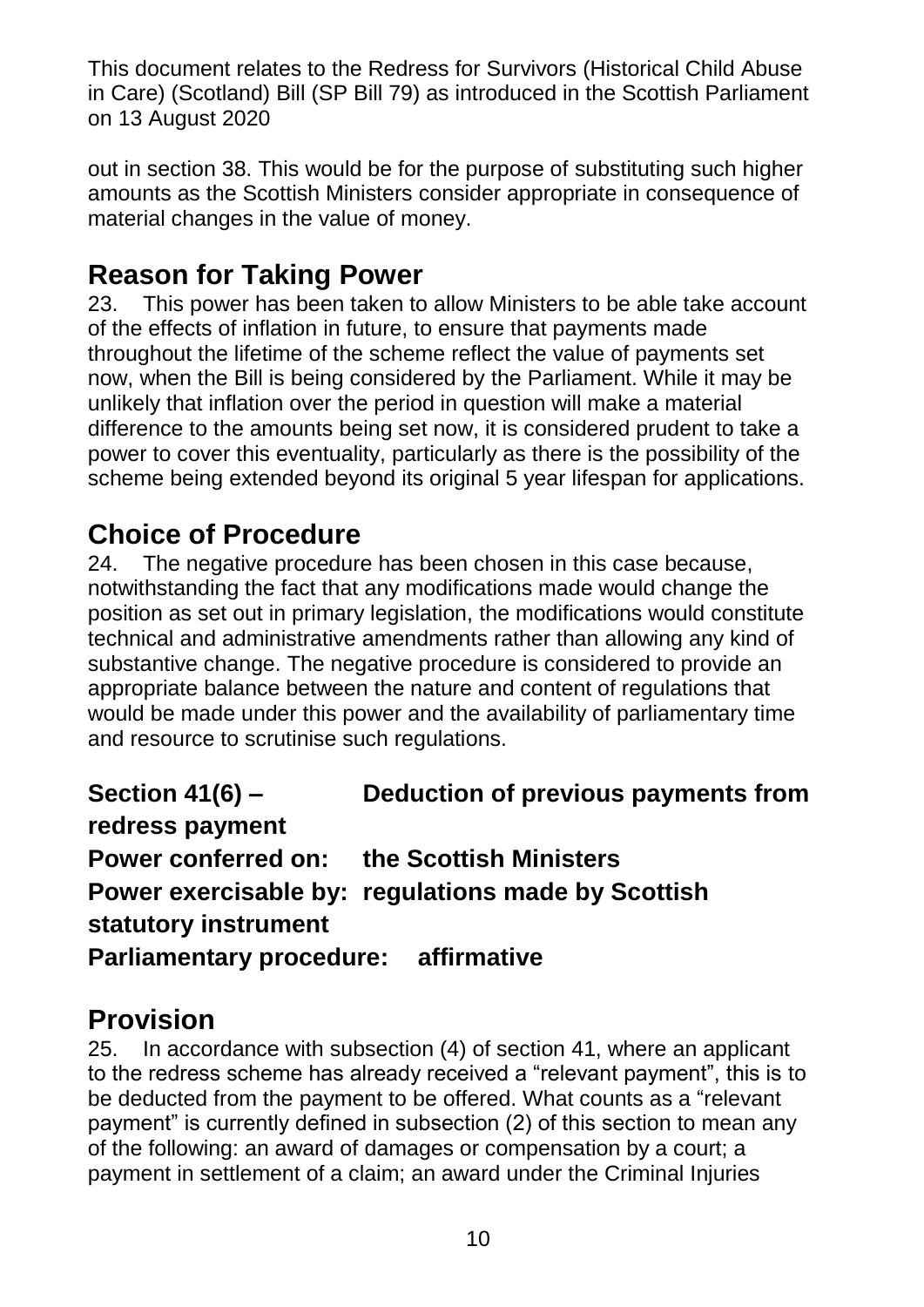out in section 38. This would be for the purpose of substituting such higher amounts as the Scottish Ministers consider appropriate in consequence of material changes in the value of money.

## Reason for Taking Power

23. This power has been taken to allow Ministers to be able take account of the effects of inflation in future, to ensure that payments made throughout the lifetime of the scheme reflect the value of payments set now, when the Bill is being considered by the Parliament. While it may be unlikely that inflation over the period in question will make a material difference to the amounts being set now, it is considered prudent to take a power to cover this eventuality, particularly as there is the possibility of the scheme being extended beyond its original 5 year lifespan for applications.

## Choice of Procedure

24. The negative procedure has been chosen in this case because, notwithstanding the fact that any modifications made would change the position as set out in primary legislation, the modifications would constitute technical and administrative amendments rather than allowing any kind of substantive change. The negative procedure is considered to provide an appropriate balance between the nature and content of regulations that would be made under this power and the availability of parliamentary time and resource to scrutinise such regulations.

**Section 41(6) – Deduction of previous payments from redress payment**
**Power conferred on: the Scottish Ministers**
**Power exercisable by: regulations made by Scottish statutory instrument**
**Parliamentary procedure: affirmative**

## Provision

25. In accordance with subsection (4) of section 41, where an applicant to the redress scheme has already received a "relevant payment", this is to be deducted from the payment to be offered. What counts as a "relevant payment" is currently defined in subsection (2) of this section to mean any of the following: an award of damages or compensation by a court; a payment in settlement of a claim; an award under the Criminal Injuries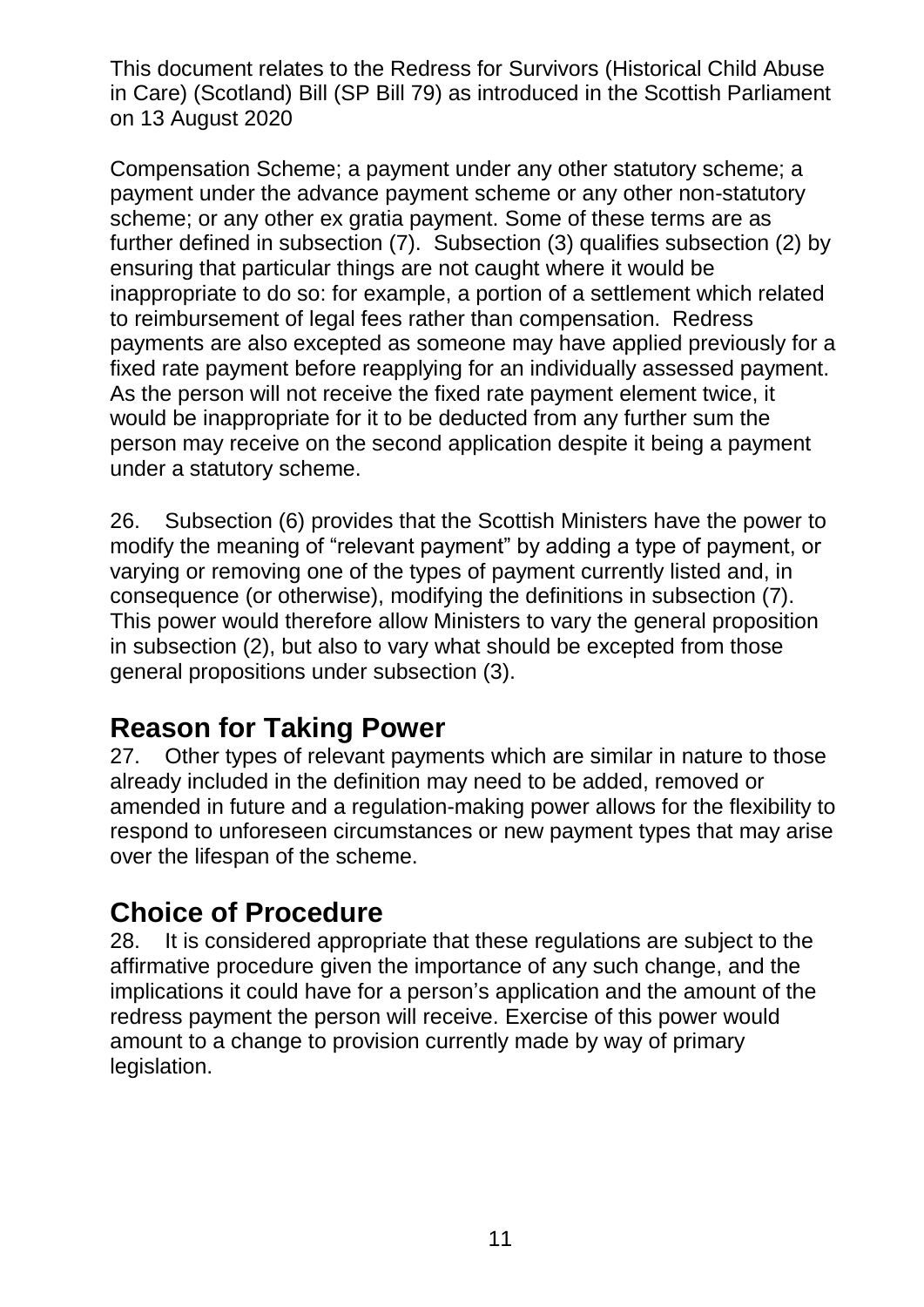Compensation Scheme; a payment under any other statutory scheme; a payment under the advance payment scheme or any other non-statutory scheme; or any other ex gratia payment. Some of these terms are as further defined in subsection (7). Subsection (3) qualifies subsection (2) by ensuring that particular things are not caught where it would be inappropriate to do so: for example, a portion of a settlement which related to reimbursement of legal fees rather than compensation. Redress payments are also excepted as someone may have applied previously for a fixed rate payment before reapplying for an individually assessed payment. As the person will not receive the fixed rate payment element twice, it would be inappropriate for it to be deducted from any further sum the person may receive on the second application despite it being a payment under a statutory scheme.

26. Subsection (6) provides that the Scottish Ministers have the power to modify the meaning of "relevant payment" by adding a type of payment, or varying or removing one of the types of payment currently listed and, in consequence (or otherwise), modifying the definitions in subsection (7). This power would therefore allow Ministers to vary the general proposition in subsection (2), but also to vary what should be excepted from those general propositions under subsection (3).

## Reason for Taking Power

27. Other types of relevant payments which are similar in nature to those already included in the definition may need to be added, removed or amended in future and a regulation-making power allows for the flexibility to respond to unforeseen circumstances or new payment types that may arise over the lifespan of the scheme.

## Choice of Procedure

28. It is considered appropriate that these regulations are subject to the affirmative procedure given the importance of any such change, and the implications it could have for a person's application and the amount of the redress payment the person will receive. Exercise of this power would amount to a change to provision currently made by way of primary legislation.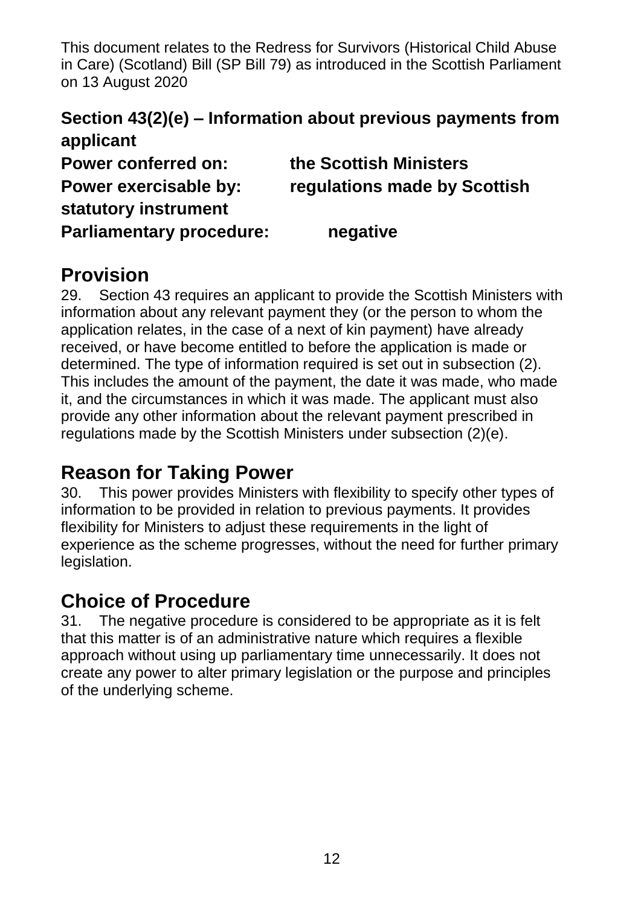This document relates to the Redress for Survivors (Historical Child Abuse in Care) (Scotland) Bill (SP Bill 79) as introduced in the Scottish Parliament on 13 August 2020

**Section 43(2)(e) – Information about previous payments from applicant**

**Power conferred on:** **the Scottish Ministers**
**Power exercisable by:** **regulations made by Scottish statutory instrument**
**Parliamentary procedure:** **negative**

## Provision

29. Section 43 requires an applicant to provide the Scottish Ministers with information about any relevant payment they (or the person to whom the application relates, in the case of a next of kin payment) have already received, or have become entitled to before the application is made or determined. The type of information required is set out in subsection (2). This includes the amount of the payment, the date it was made, who made it, and the circumstances in which it was made. The applicant must also provide any other information about the relevant payment prescribed in regulations made by the Scottish Ministers under subsection (2)(e).

## Reason for Taking Power

30. This power provides Ministers with flexibility to specify other types of information to be provided in relation to previous payments. It provides flexibility for Ministers to adjust these requirements in the light of experience as the scheme progresses, without the need for further primary legislation.

## Choice of Procedure

31. The negative procedure is considered to be appropriate as it is felt that this matter is of an administrative nature which requires a flexible approach without using up parliamentary time unnecessarily. It does not create any power to alter primary legislation or the purpose and principles of the underlying scheme.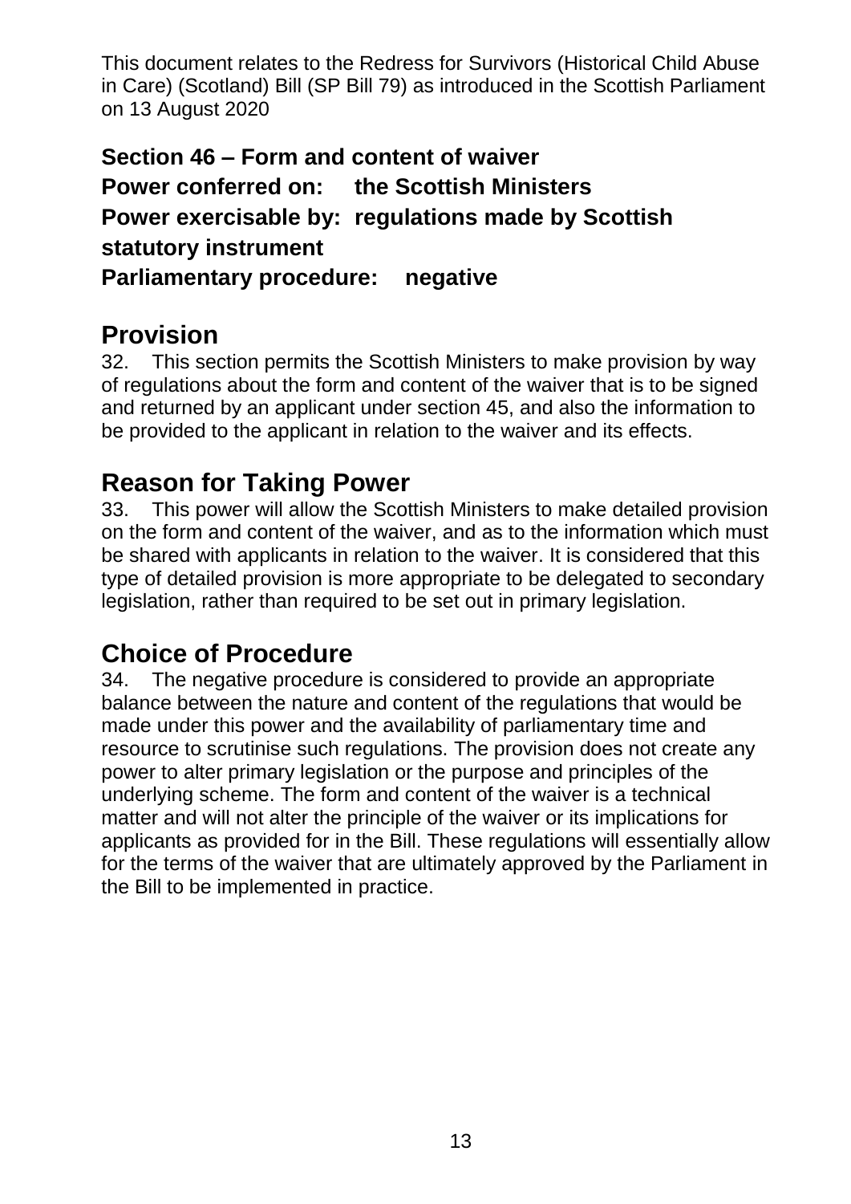This document relates to the Redress for Survivors (Historical Child Abuse in Care) (Scotland) Bill (SP Bill 79) as introduced in the Scottish Parliament on 13 August 2020

**Section 46 – Form and content of waiver**
**Power conferred on: the Scottish Ministers**
**Power exercisable by: regulations made by Scottish statutory instrument**
**Parliamentary procedure: negative**

## Provision

32. This section permits the Scottish Ministers to make provision by way of regulations about the form and content of the waiver that is to be signed and returned by an applicant under section 45, and also the information to be provided to the applicant in relation to the waiver and its effects.

## Reason for Taking Power

33. This power will allow the Scottish Ministers to make detailed provision on the form and content of the waiver, and as to the information which must be shared with applicants in relation to the waiver. It is considered that this type of detailed provision is more appropriate to be delegated to secondary legislation, rather than required to be set out in primary legislation.

## Choice of Procedure

34. The negative procedure is considered to provide an appropriate balance between the nature and content of the regulations that would be made under this power and the availability of parliamentary time and resource to scrutinise such regulations. The provision does not create any power to alter primary legislation or the purpose and principles of the underlying scheme. The form and content of the waiver is a technical matter and will not alter the principle of the waiver or its implications for applicants as provided for in the Bill. These regulations will essentially allow for the terms of the waiver that are ultimately approved by the Parliament in the Bill to be implemented in practice.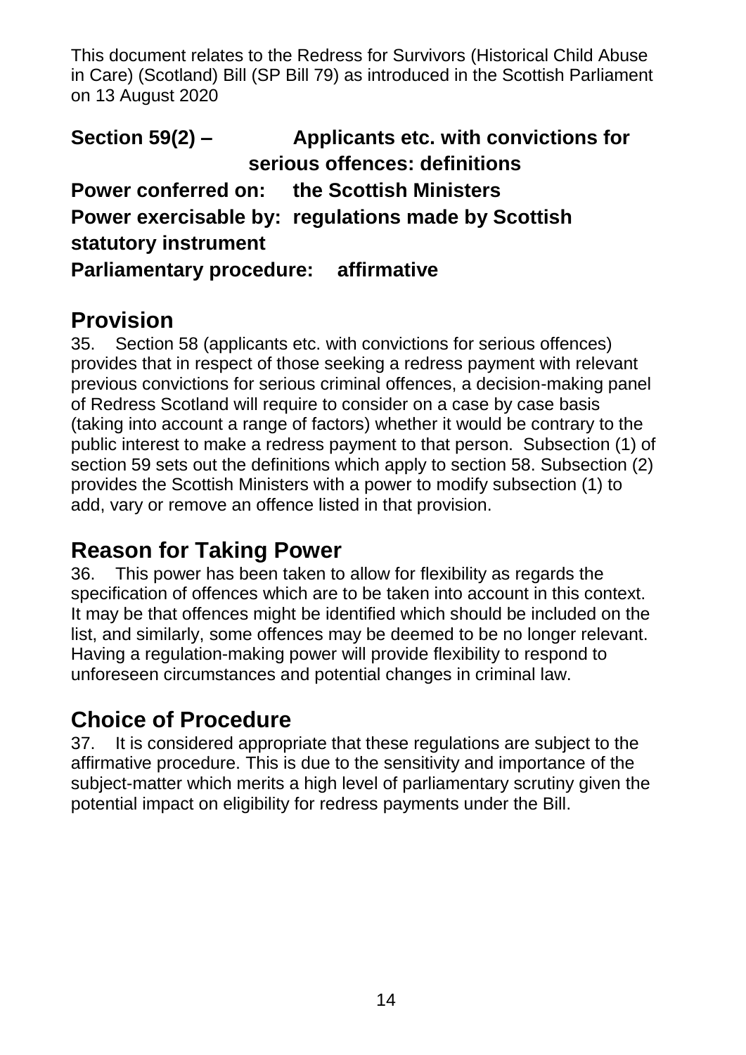This document relates to the Redress for Survivors (Historical Child Abuse in Care) (Scotland) Bill (SP Bill 79) as introduced in the Scottish Parliament on 13 August 2020

**Section 59(2) – Applicants etc. with convictions for serious offences: definitions**
**Power conferred on: the Scottish Ministers**
**Power exercisable by: regulations made by Scottish statutory instrument**
**Parliamentary procedure: affirmative**

## Provision

35. Section 58 (applicants etc. with convictions for serious offences) provides that in respect of those seeking a redress payment with relevant previous convictions for serious criminal offences, a decision-making panel of Redress Scotland will require to consider on a case by case basis (taking into account a range of factors) whether it would be contrary to the public interest to make a redress payment to that person. Subsection (1) of section 59 sets out the definitions which apply to section 58. Subsection (2) provides the Scottish Ministers with a power to modify subsection (1) to add, vary or remove an offence listed in that provision.

## Reason for Taking Power

36. This power has been taken to allow for flexibility as regards the specification of offences which are to be taken into account in this context. It may be that offences might be identified which should be included on the list, and similarly, some offences may be deemed to be no longer relevant. Having a regulation-making power will provide flexibility to respond to unforeseen circumstances and potential changes in criminal law.

## Choice of Procedure

37. It is considered appropriate that these regulations are subject to the affirmative procedure. This is due to the sensitivity and importance of the subject-matter which merits a high level of parliamentary scrutiny given the potential impact on eligibility for redress payments under the Bill.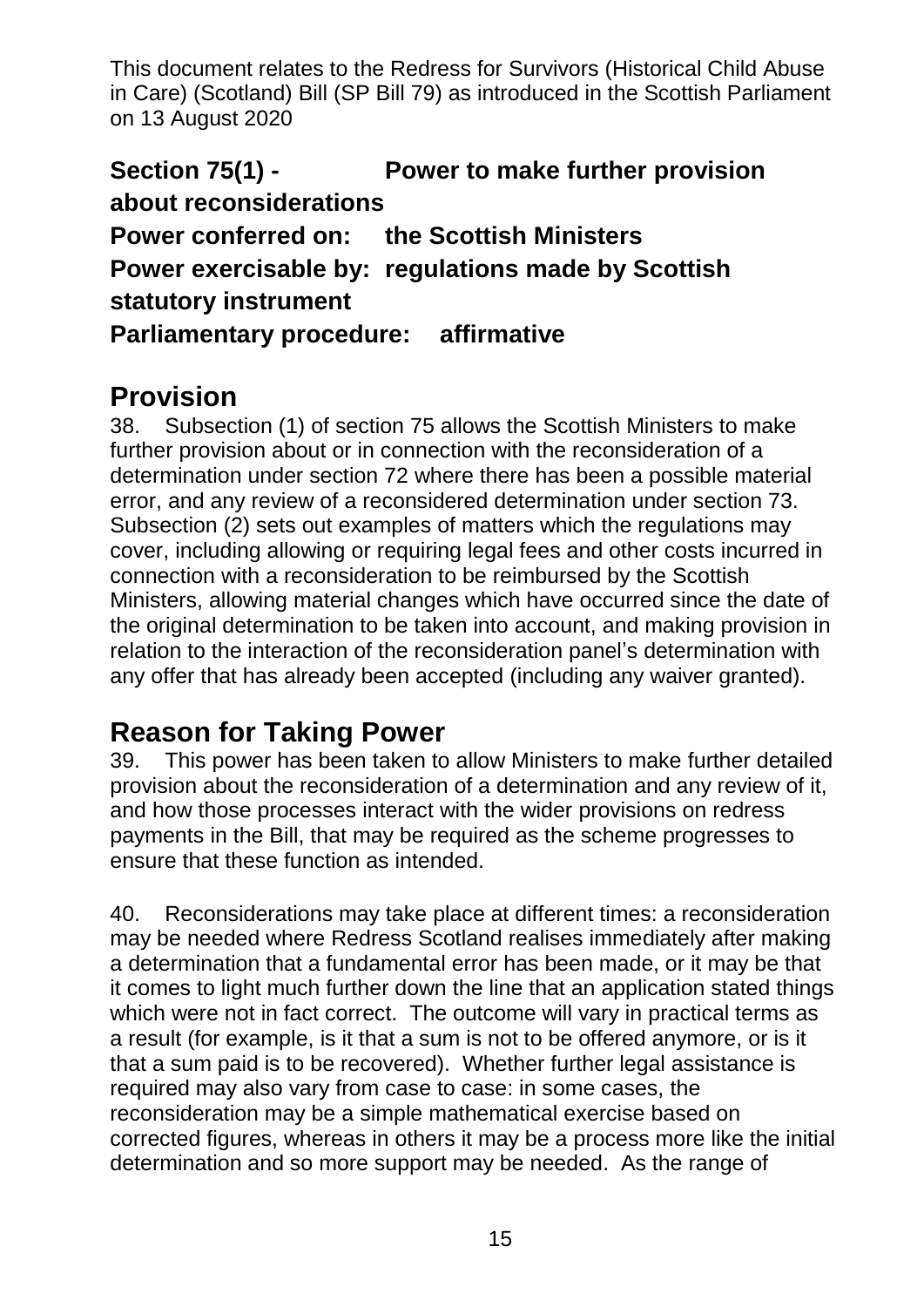This document relates to the Redress for Survivors (Historical Child Abuse in Care) (Scotland) Bill (SP Bill 79) as introduced in the Scottish Parliament on 13 August 2020

**Section 75(1) - Power to make further provision about reconsiderations**
**Power conferred on: the Scottish Ministers**
**Power exercisable by: regulations made by Scottish statutory instrument**
**Parliamentary procedure: affirmative**

## Provision

38. Subsection (1) of section 75 allows the Scottish Ministers to make further provision about or in connection with the reconsideration of a determination under section 72 where there has been a possible material error, and any review of a reconsidered determination under section 73. Subsection (2) sets out examples of matters which the regulations may cover, including allowing or requiring legal fees and other costs incurred in connection with a reconsideration to be reimbursed by the Scottish Ministers, allowing material changes which have occurred since the date of the original determination to be taken into account, and making provision in relation to the interaction of the reconsideration panel's determination with any offer that has already been accepted (including any waiver granted).

## Reason for Taking Power

39. This power has been taken to allow Ministers to make further detailed provision about the reconsideration of a determination and any review of it, and how those processes interact with the wider provisions on redress payments in the Bill, that may be required as the scheme progresses to ensure that these function as intended.

40. Reconsiderations may take place at different times: a reconsideration may be needed where Redress Scotland realises immediately after making a determination that a fundamental error has been made, or it may be that it comes to light much further down the line that an application stated things which were not in fact correct. The outcome will vary in practical terms as a result (for example, is it that a sum is not to be offered anymore, or is it that a sum paid is to be recovered). Whether further legal assistance is required may also vary from case to case: in some cases, the reconsideration may be a simple mathematical exercise based on corrected figures, whereas in others it may be a process more like the initial determination and so more support may be needed. As the range of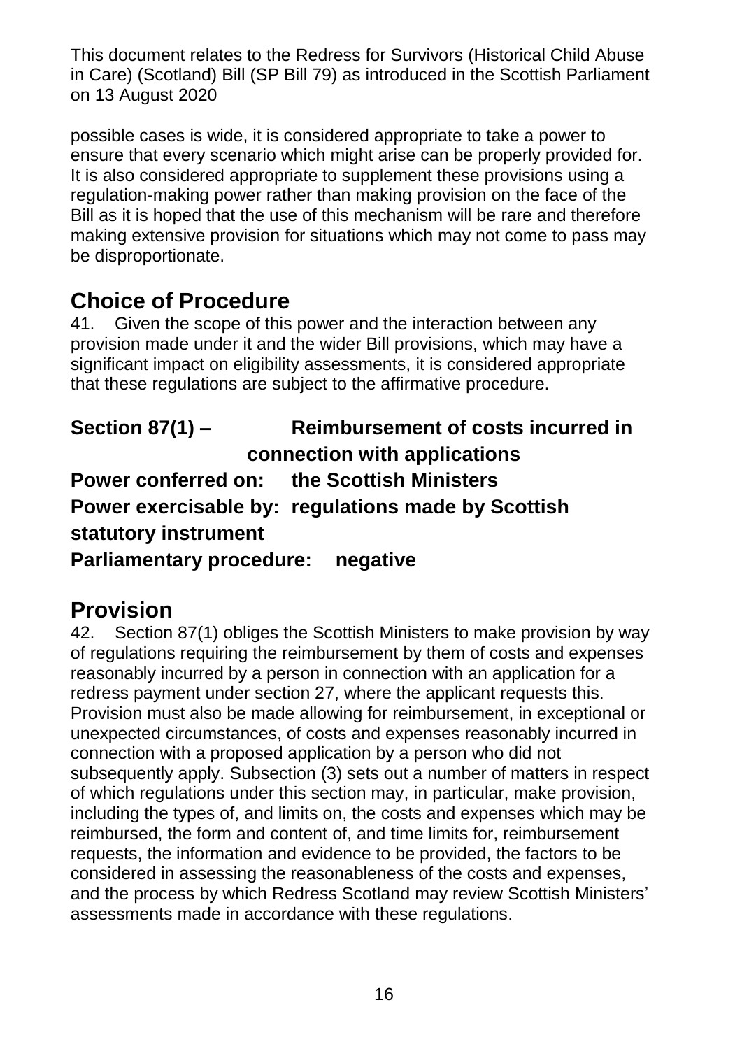possible cases is wide, it is considered appropriate to take a power to ensure that every scenario which might arise can be properly provided for. It is also considered appropriate to supplement these provisions using a regulation-making power rather than making provision on the face of the Bill as it is hoped that the use of this mechanism will be rare and therefore making extensive provision for situations which may not come to pass may be disproportionate.

## Choice of Procedure

41. Given the scope of this power and the interaction between any provision made under it and the wider Bill provisions, which may have a significant impact on eligibility assessments, it is considered appropriate that these regulations are subject to the affirmative procedure.

**Section 87(1) – Reimbursement of costs incurred in connection with applications**
**Power conferred on: the Scottish Ministers**
**Power exercisable by: regulations made by Scottish statutory instrument**
**Parliamentary procedure: negative**

## Provision

42. Section 87(1) obliges the Scottish Ministers to make provision by way of regulations requiring the reimbursement by them of costs and expenses reasonably incurred by a person in connection with an application for a redress payment under section 27, where the applicant requests this. Provision must also be made allowing for reimbursement, in exceptional or unexpected circumstances, of costs and expenses reasonably incurred in connection with a proposed application by a person who did not subsequently apply. Subsection (3) sets out a number of matters in respect of which regulations under this section may, in particular, make provision, including the types of, and limits on, the costs and expenses which may be reimbursed, the form and content of, and time limits for, reimbursement requests, the information and evidence to be provided, the factors to be considered in assessing the reasonableness of the costs and expenses, and the process by which Redress Scotland may review Scottish Ministers' assessments made in accordance with these regulations.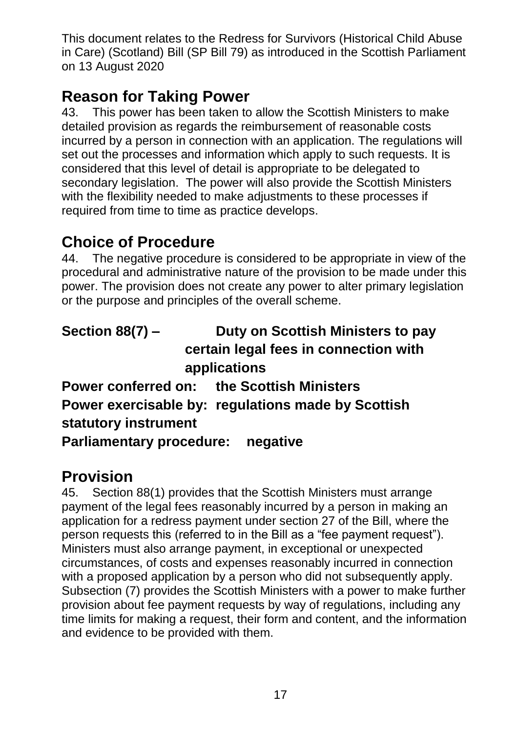This document relates to the Redress for Survivors (Historical Child Abuse in Care) (Scotland) Bill (SP Bill 79) as introduced in the Scottish Parliament on 13 August 2020

## Reason for Taking Power

43. This power has been taken to allow the Scottish Ministers to make detailed provision as regards the reimbursement of reasonable costs incurred by a person in connection with an application. The regulations will set out the processes and information which apply to such requests. It is considered that this level of detail is appropriate to be delegated to secondary legislation. The power will also provide the Scottish Ministers with the flexibility needed to make adjustments to these processes if required from time to time as practice develops.

## Choice of Procedure

44. The negative procedure is considered to be appropriate in view of the procedural and administrative nature of the provision to be made under this power. The provision does not create any power to alter primary legislation or the purpose and principles of the overall scheme.

**Section 88(7) – Duty on Scottish Ministers to pay certain legal fees in connection with applications**

**Power conferred on: the Scottish Ministers**

**Power exercisable by: regulations made by Scottish statutory instrument**

**Parliamentary procedure: negative**

## Provision

45. Section 88(1) provides that the Scottish Ministers must arrange payment of the legal fees reasonably incurred by a person in making an application for a redress payment under section 27 of the Bill, where the person requests this (referred to in the Bill as a "fee payment request"). Ministers must also arrange payment, in exceptional or unexpected circumstances, of costs and expenses reasonably incurred in connection with a proposed application by a person who did not subsequently apply. Subsection (7) provides the Scottish Ministers with a power to make further provision about fee payment requests by way of regulations, including any time limits for making a request, their form and content, and the information and evidence to be provided with them.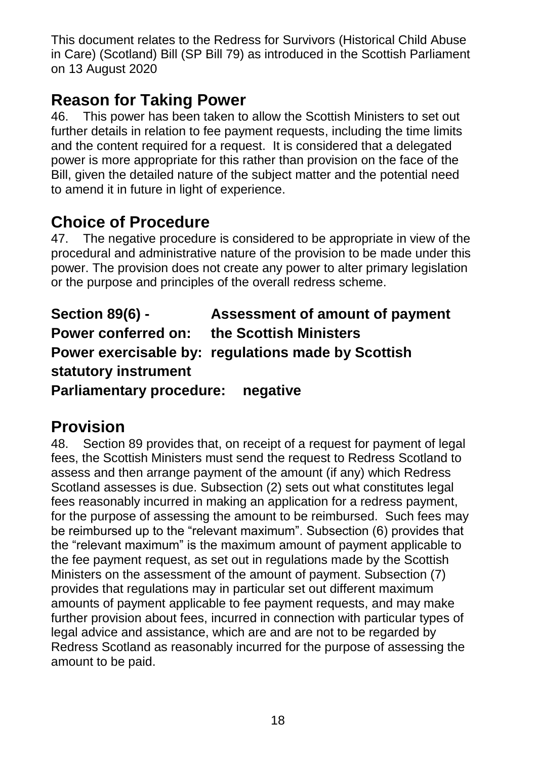This document relates to the Redress for Survivors (Historical Child Abuse in Care) (Scotland) Bill (SP Bill 79) as introduced in the Scottish Parliament on 13 August 2020

## Reason for Taking Power

46. This power has been taken to allow the Scottish Ministers to set out further details in relation to fee payment requests, including the time limits and the content required for a request. It is considered that a delegated power is more appropriate for this rather than provision on the face of the Bill, given the detailed nature of the subject matter and the potential need to amend it in future in light of experience.

## Choice of Procedure

47. The negative procedure is considered to be appropriate in view of the procedural and administrative nature of the provision to be made under this power. The provision does not create any power to alter primary legislation or the purpose and principles of the overall redress scheme.

**Section 89(6) - Assessment of amount of payment**
**Power conferred on: the Scottish Ministers**
**Power exercisable by: regulations made by Scottish statutory instrument**
**Parliamentary procedure: negative**

## Provision

48. Section 89 provides that, on receipt of a request for payment of legal fees, the Scottish Ministers must send the request to Redress Scotland to assess and then arrange payment of the amount (if any) which Redress Scotland assesses is due. Subsection (2) sets out what constitutes legal fees reasonably incurred in making an application for a redress payment, for the purpose of assessing the amount to be reimbursed. Such fees may be reimbursed up to the "relevant maximum". Subsection (6) provides that the "relevant maximum" is the maximum amount of payment applicable to the fee payment request, as set out in regulations made by the Scottish Ministers on the assessment of the amount of payment. Subsection (7) provides that regulations may in particular set out different maximum amounts of payment applicable to fee payment requests, and may make further provision about fees, incurred in connection with particular types of legal advice and assistance, which are and are not to be regarded by Redress Scotland as reasonably incurred for the purpose of assessing the amount to be paid.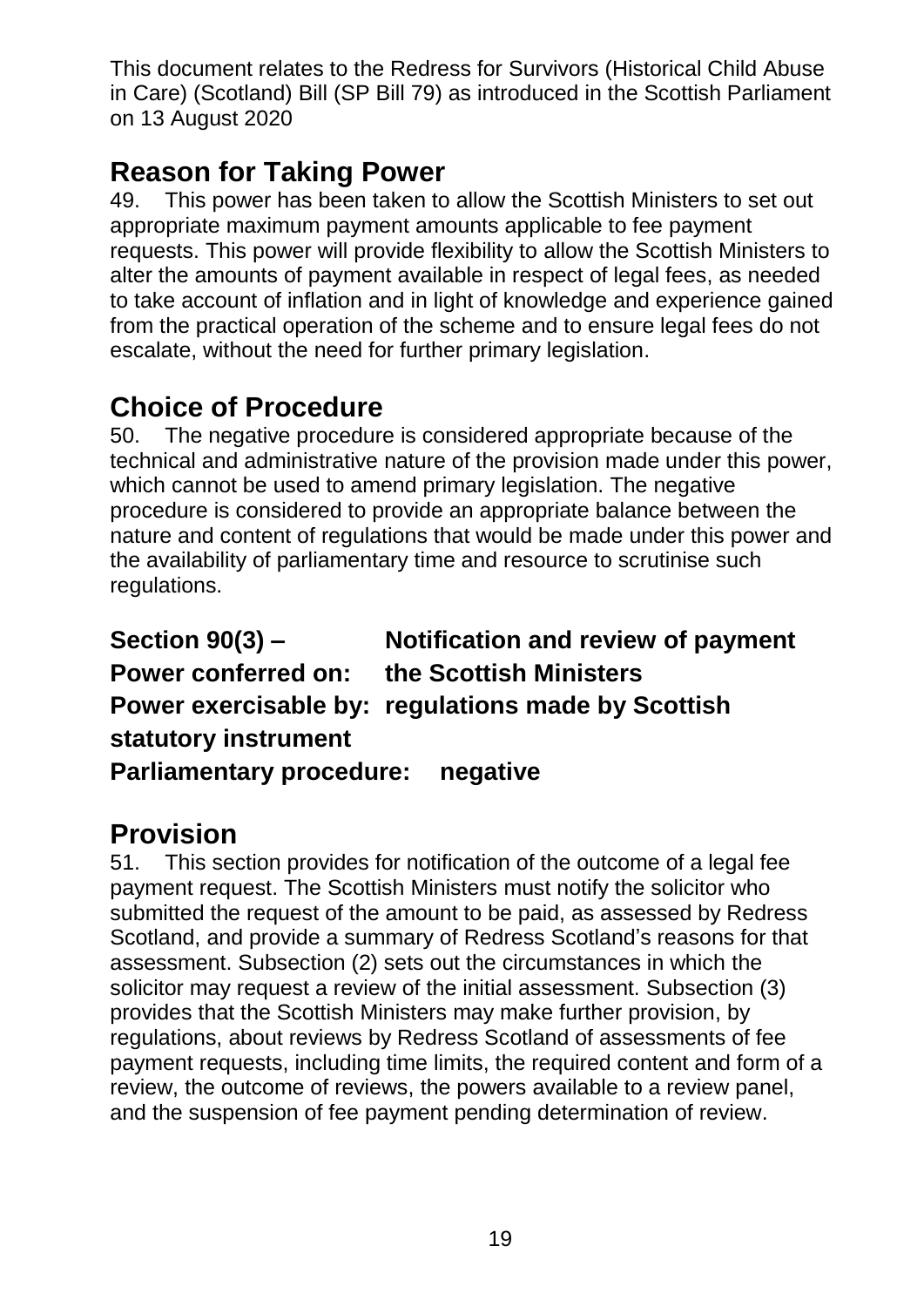This document relates to the Redress for Survivors (Historical Child Abuse in Care) (Scotland) Bill (SP Bill 79) as introduced in the Scottish Parliament on 13 August 2020

## Reason for Taking Power

49. This power has been taken to allow the Scottish Ministers to set out appropriate maximum payment amounts applicable to fee payment requests. This power will provide flexibility to allow the Scottish Ministers to alter the amounts of payment available in respect of legal fees, as needed to take account of inflation and in light of knowledge and experience gained from the practical operation of the scheme and to ensure legal fees do not escalate, without the need for further primary legislation.

## Choice of Procedure

50. The negative procedure is considered appropriate because of the technical and administrative nature of the provision made under this power, which cannot be used to amend primary legislation. The negative procedure is considered to provide an appropriate balance between the nature and content of regulations that would be made under this power and the availability of parliamentary time and resource to scrutinise such regulations.

**Section 90(3) – Notification and review of payment**
**Power conferred on: the Scottish Ministers**
**Power exercisable by: regulations made by Scottish statutory instrument**
**Parliamentary procedure: negative**

## Provision

51. This section provides for notification of the outcome of a legal fee payment request. The Scottish Ministers must notify the solicitor who submitted the request of the amount to be paid, as assessed by Redress Scotland, and provide a summary of Redress Scotland's reasons for that assessment. Subsection (2) sets out the circumstances in which the solicitor may request a review of the initial assessment. Subsection (3) provides that the Scottish Ministers may make further provision, by regulations, about reviews by Redress Scotland of assessments of fee payment requests, including time limits, the required content and form of a review, the outcome of reviews, the powers available to a review panel, and the suspension of fee payment pending determination of review.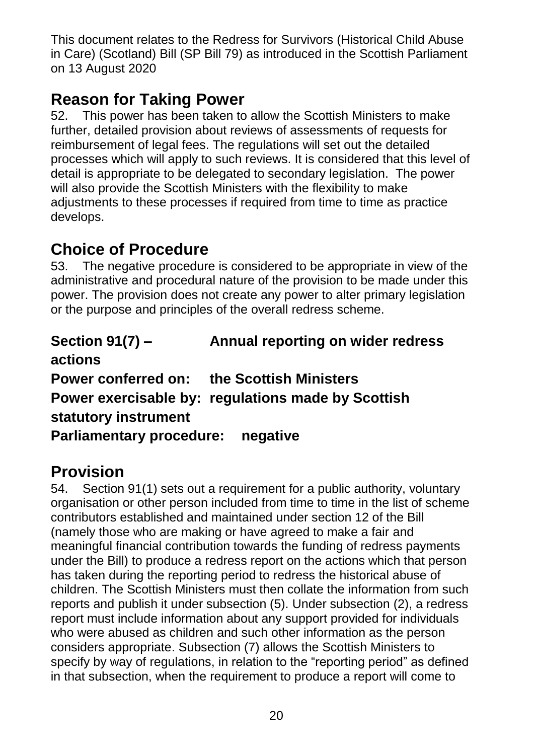This document relates to the Redress for Survivors (Historical Child Abuse in Care) (Scotland) Bill (SP Bill 79) as introduced in the Scottish Parliament on 13 August 2020

## Reason for Taking Power

52. This power has been taken to allow the Scottish Ministers to make further, detailed provision about reviews of assessments of requests for reimbursement of legal fees. The regulations will set out the detailed processes which will apply to such reviews. It is considered that this level of detail is appropriate to be delegated to secondary legislation. The power will also provide the Scottish Ministers with the flexibility to make adjustments to these processes if required from time to time as practice develops.

## Choice of Procedure

53. The negative procedure is considered to be appropriate in view of the administrative and procedural nature of the provision to be made under this power. The provision does not create any power to alter primary legislation or the purpose and principles of the overall redress scheme.

**Section 91(7) – Annual reporting on wider redress actions**
**Power conferred on: the Scottish Ministers**
**Power exercisable by: regulations made by Scottish statutory instrument**
**Parliamentary procedure: negative**

## Provision

54. Section 91(1) sets out a requirement for a public authority, voluntary organisation or other person included from time to time in the list of scheme contributors established and maintained under section 12 of the Bill (namely those who are making or have agreed to make a fair and meaningful financial contribution towards the funding of redress payments under the Bill) to produce a redress report on the actions which that person has taken during the reporting period to redress the historical abuse of children. The Scottish Ministers must then collate the information from such reports and publish it under subsection (5). Under subsection (2), a redress report must include information about any support provided for individuals who were abused as children and such other information as the person considers appropriate. Subsection (7) allows the Scottish Ministers to specify by way of regulations, in relation to the "reporting period" as defined in that subsection, when the requirement to produce a report will come to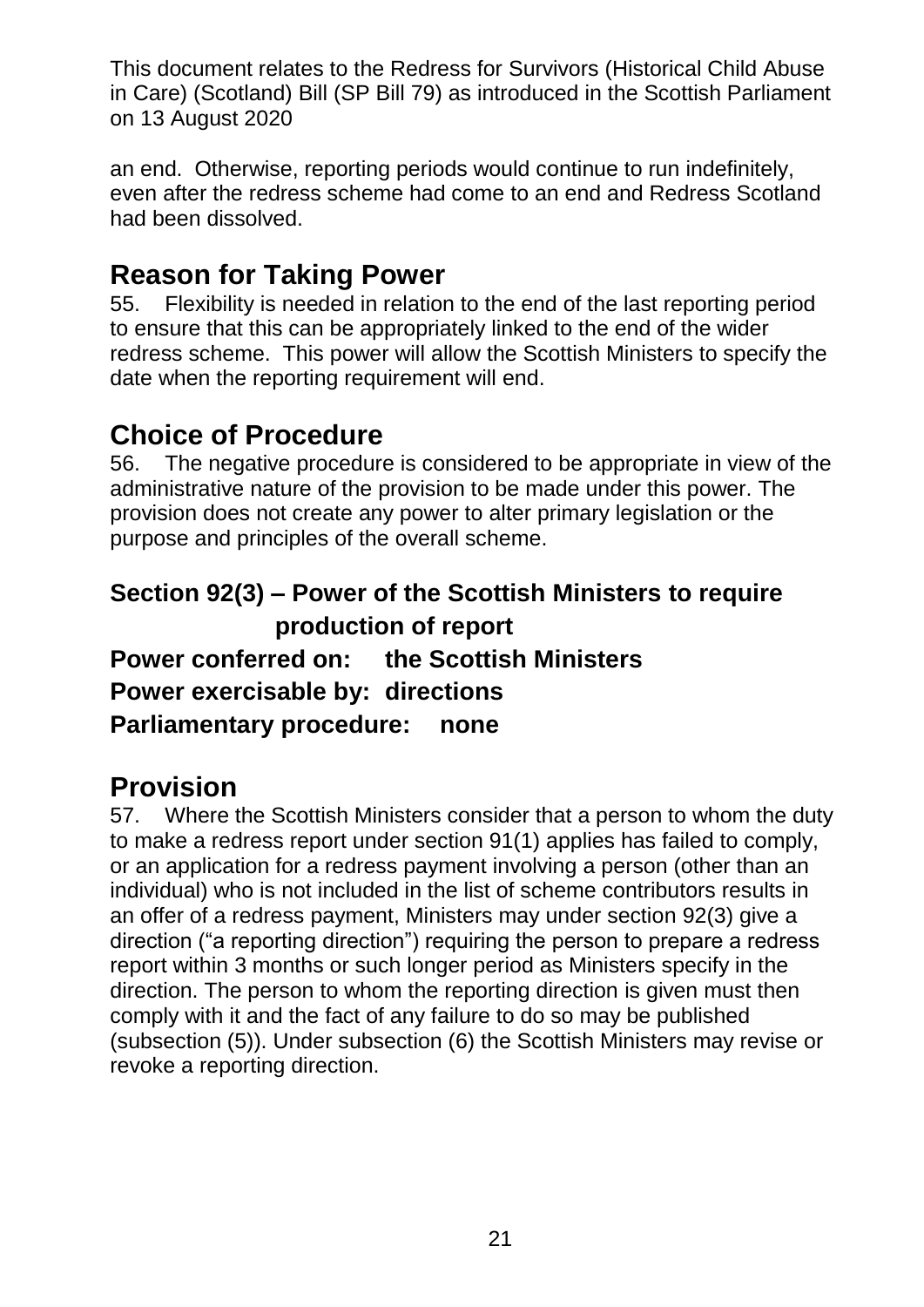an end. Otherwise, reporting periods would continue to run indefinitely, even after the redress scheme had come to an end and Redress Scotland had been dissolved.

## Reason for Taking Power

55. Flexibility is needed in relation to the end of the last reporting period to ensure that this can be appropriately linked to the end of the wider redress scheme. This power will allow the Scottish Ministers to specify the date when the reporting requirement will end.

## Choice of Procedure

56. The negative procedure is considered to be appropriate in view of the administrative nature of the provision to be made under this power. The provision does not create any power to alter primary legislation or the purpose and principles of the overall scheme.

### Section 92(3) – Power of the Scottish Ministers to require production of report

**Power conferred on: the Scottish Ministers**
**Power exercisable by: directions**
**Parliamentary procedure: none**

## Provision

57. Where the Scottish Ministers consider that a person to whom the duty to make a redress report under section 91(1) applies has failed to comply, or an application for a redress payment involving a person (other than an individual) who is not included in the list of scheme contributors results in an offer of a redress payment, Ministers may under section 92(3) give a direction ("a reporting direction") requiring the person to prepare a redress report within 3 months or such longer period as Ministers specify in the direction. The person to whom the reporting direction is given must then comply with it and the fact of any failure to do so may be published (subsection (5)). Under subsection (6) the Scottish Ministers may revise or revoke a reporting direction.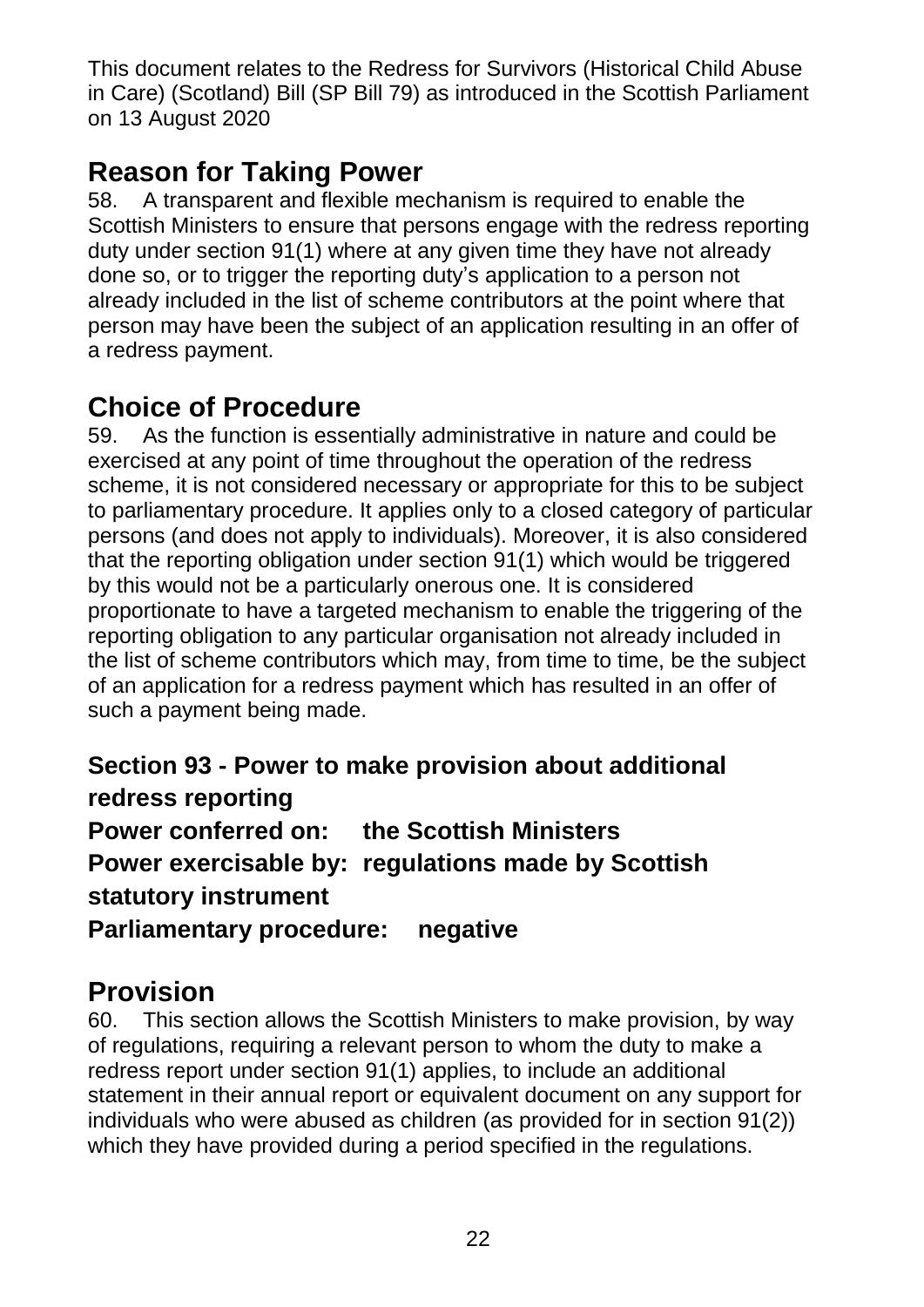This document relates to the Redress for Survivors (Historical Child Abuse in Care) (Scotland) Bill (SP Bill 79) as introduced in the Scottish Parliament on 13 August 2020

## Reason for Taking Power

58. A transparent and flexible mechanism is required to enable the Scottish Ministers to ensure that persons engage with the redress reporting duty under section 91(1) where at any given time they have not already done so, or to trigger the reporting duty's application to a person not already included in the list of scheme contributors at the point where that person may have been the subject of an application resulting in an offer of a redress payment.

## Choice of Procedure

59. As the function is essentially administrative in nature and could be exercised at any point of time throughout the operation of the redress scheme, it is not considered necessary or appropriate for this to be subject to parliamentary procedure. It applies only to a closed category of particular persons (and does not apply to individuals). Moreover, it is also considered that the reporting obligation under section 91(1) which would be triggered by this would not be a particularly onerous one. It is considered proportionate to have a targeted mechanism to enable the triggering of the reporting obligation to any particular organisation not already included in the list of scheme contributors which may, from time to time, be the subject of an application for a redress payment which has resulted in an offer of such a payment being made.

### Section 93 - Power to make provision about additional redress reporting

**Power conferred on:** **the Scottish Ministers**
**Power exercisable by:** **regulations made by Scottish statutory instrument**
**Parliamentary procedure:** **negative**

## Provision

60. This section allows the Scottish Ministers to make provision, by way of regulations, requiring a relevant person to whom the duty to make a redress report under section 91(1) applies, to include an additional statement in their annual report or equivalent document on any support for individuals who were abused as children (as provided for in section 91(2)) which they have provided during a period specified in the regulations.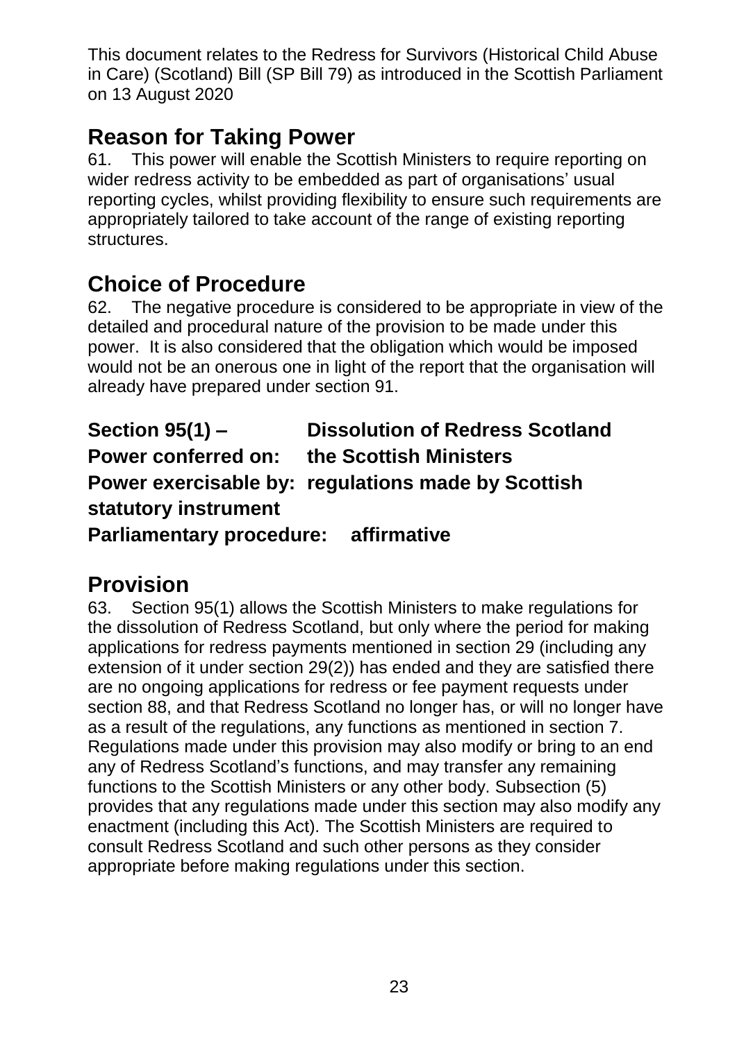This document relates to the Redress for Survivors (Historical Child Abuse in Care) (Scotland) Bill (SP Bill 79) as introduced in the Scottish Parliament on 13 August 2020

## Reason for Taking Power

61. This power will enable the Scottish Ministers to require reporting on wider redress activity to be embedded as part of organisations' usual reporting cycles, whilst providing flexibility to ensure such requirements are appropriately tailored to take account of the range of existing reporting structures.

## Choice of Procedure

62. The negative procedure is considered to be appropriate in view of the detailed and procedural nature of the provision to be made under this power. It is also considered that the obligation which would be imposed would not be an onerous one in light of the report that the organisation will already have prepared under section 91.

**Section 95(1) – Dissolution of Redress Scotland**
**Power conferred on: the Scottish Ministers**
**Power exercisable by: regulations made by Scottish statutory instrument**
**Parliamentary procedure: affirmative**

## Provision

63. Section 95(1) allows the Scottish Ministers to make regulations for the dissolution of Redress Scotland, but only where the period for making applications for redress payments mentioned in section 29 (including any extension of it under section 29(2)) has ended and they are satisfied there are no ongoing applications for redress or fee payment requests under section 88, and that Redress Scotland no longer has, or will no longer have as a result of the regulations, any functions as mentioned in section 7. Regulations made under this provision may also modify or bring to an end any of Redress Scotland's functions, and may transfer any remaining functions to the Scottish Ministers or any other body. Subsection (5) provides that any regulations made under this section may also modify any enactment (including this Act). The Scottish Ministers are required to consult Redress Scotland and such other persons as they consider appropriate before making regulations under this section.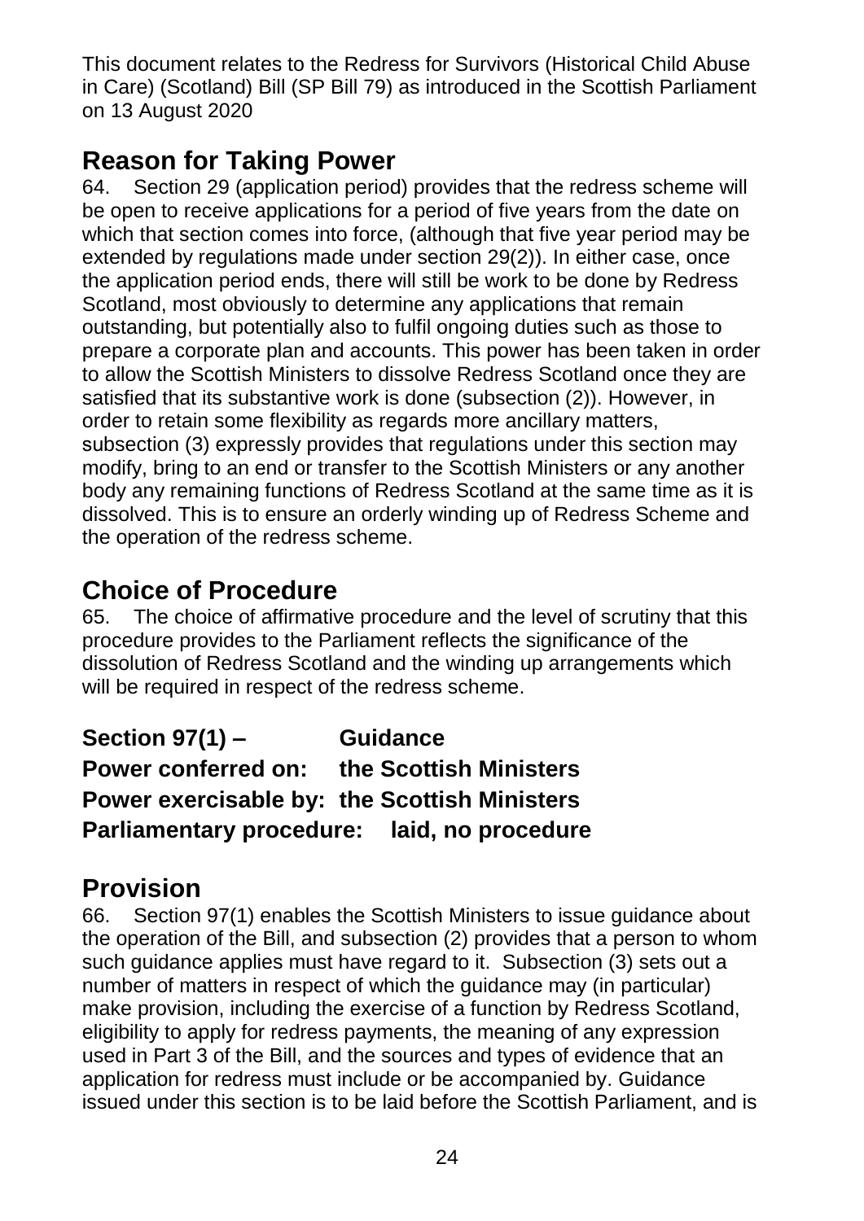This document relates to the Redress for Survivors (Historical Child Abuse in Care) (Scotland) Bill (SP Bill 79) as introduced in the Scottish Parliament on 13 August 2020

## Reason for Taking Power

64. Section 29 (application period) provides that the redress scheme will be open to receive applications for a period of five years from the date on which that section comes into force, (although that five year period may be extended by regulations made under section 29(2)). In either case, once the application period ends, there will still be work to be done by Redress Scotland, most obviously to determine any applications that remain outstanding, but potentially also to fulfil ongoing duties such as those to prepare a corporate plan and accounts. This power has been taken in order to allow the Scottish Ministers to dissolve Redress Scotland once they are satisfied that its substantive work is done (subsection (2)). However, in order to retain some flexibility as regards more ancillary matters, subsection (3) expressly provides that regulations under this section may modify, bring to an end or transfer to the Scottish Ministers or any another body any remaining functions of Redress Scotland at the same time as it is dissolved. This is to ensure an orderly winding up of Redress Scheme and the operation of the redress scheme.

## Choice of Procedure

65. The choice of affirmative procedure and the level of scrutiny that this procedure provides to the Parliament reflects the significance of the dissolution of Redress Scotland and the winding up arrangements which will be required in respect of the redress scheme.

**Section 97(1) – Guidance**
**Power conferred on: the Scottish Ministers**
**Power exercisable by: the Scottish Ministers**
**Parliamentary procedure: laid, no procedure**

## Provision

66. Section 97(1) enables the Scottish Ministers to issue guidance about the operation of the Bill, and subsection (2) provides that a person to whom such guidance applies must have regard to it. Subsection (3) sets out a number of matters in respect of which the guidance may (in particular) make provision, including the exercise of a function by Redress Scotland, eligibility to apply for redress payments, the meaning of any expression used in Part 3 of the Bill, and the sources and types of evidence that an application for redress must include or be accompanied by. Guidance issued under this section is to be laid before the Scottish Parliament, and is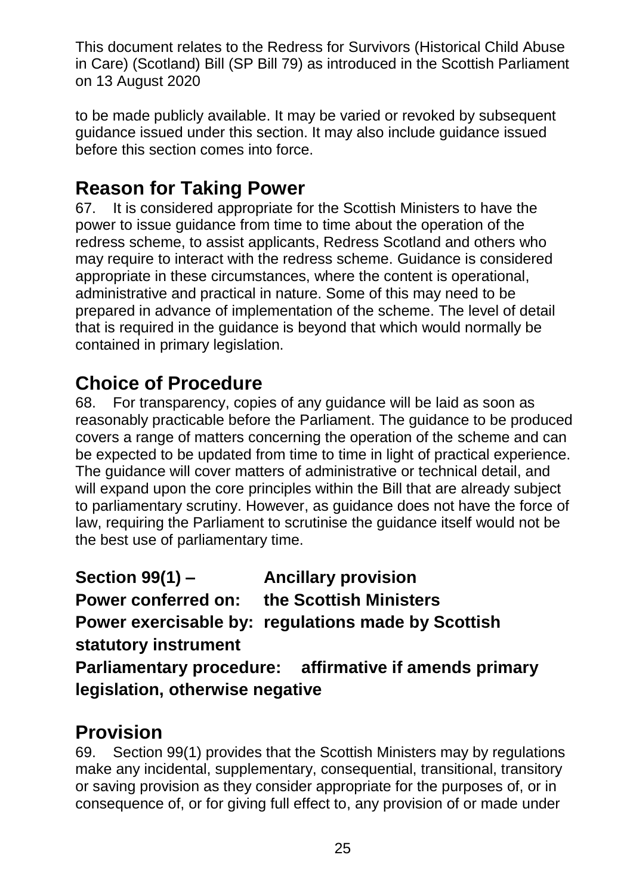to be made publicly available. It may be varied or revoked by subsequent guidance issued under this section. It may also include guidance issued before this section comes into force.

## Reason for Taking Power

67. It is considered appropriate for the Scottish Ministers to have the power to issue guidance from time to time about the operation of the redress scheme, to assist applicants, Redress Scotland and others who may require to interact with the redress scheme. Guidance is considered appropriate in these circumstances, where the content is operational, administrative and practical in nature. Some of this may need to be prepared in advance of implementation of the scheme. The level of detail that is required in the guidance is beyond that which would normally be contained in primary legislation.

## Choice of Procedure

68. For transparency, copies of any guidance will be laid as soon as reasonably practicable before the Parliament. The guidance to be produced covers a range of matters concerning the operation of the scheme and can be expected to be updated from time to time in light of practical experience. The guidance will cover matters of administrative or technical detail, and will expand upon the core principles within the Bill that are already subject to parliamentary scrutiny. However, as guidance does not have the force of law, requiring the Parliament to scrutinise the guidance itself would not be the best use of parliamentary time.

**Section 99(1) – Ancillary provision**
**Power conferred on: the Scottish Ministers**
**Power exercisable by: regulations made by Scottish statutory instrument**
**Parliamentary procedure: affirmative if amends primary legislation, otherwise negative**

## Provision

69. Section 99(1) provides that the Scottish Ministers may by regulations make any incidental, supplementary, consequential, transitional, transitory or saving provision as they consider appropriate for the purposes of, or in consequence of, or for giving full effect to, any provision of or made under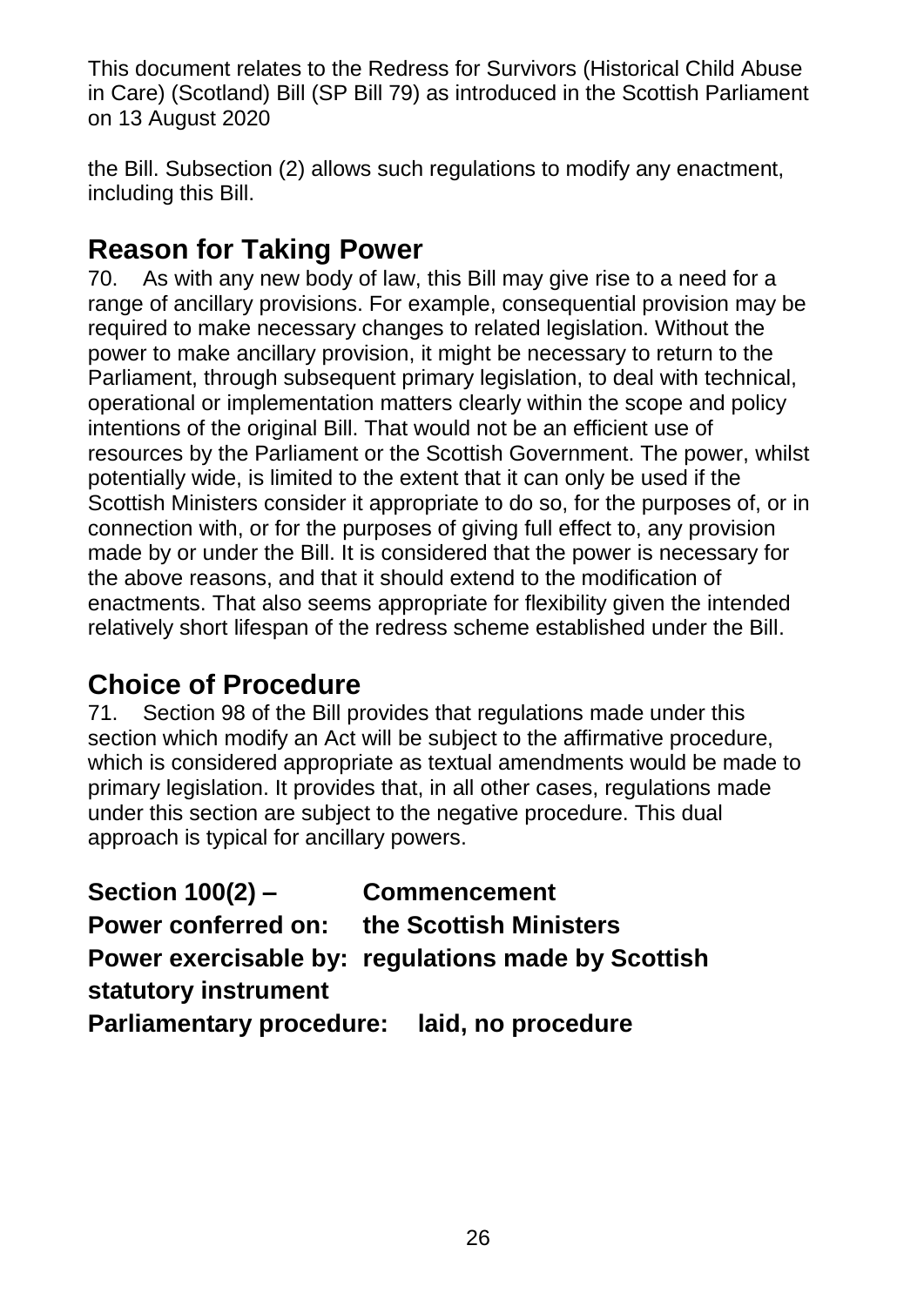the Bill. Subsection (2) allows such regulations to modify any enactment, including this Bill.

## Reason for Taking Power

70. As with any new body of law, this Bill may give rise to a need for a range of ancillary provisions. For example, consequential provision may be required to make necessary changes to related legislation. Without the power to make ancillary provision, it might be necessary to return to the Parliament, through subsequent primary legislation, to deal with technical, operational or implementation matters clearly within the scope and policy intentions of the original Bill. That would not be an efficient use of resources by the Parliament or the Scottish Government. The power, whilst potentially wide, is limited to the extent that it can only be used if the Scottish Ministers consider it appropriate to do so, for the purposes of, or in connection with, or for the purposes of giving full effect to, any provision made by or under the Bill. It is considered that the power is necessary for the above reasons, and that it should extend to the modification of enactments. That also seems appropriate for flexibility given the intended relatively short lifespan of the redress scheme established under the Bill.

## Choice of Procedure

71. Section 98 of the Bill provides that regulations made under this section which modify an Act will be subject to the affirmative procedure, which is considered appropriate as textual amendments would be made to primary legislation. It provides that, in all other cases, regulations made under this section are subject to the negative procedure. This dual approach is typical for ancillary powers.

**Section 100(2) – Commencement**
**Power conferred on: the Scottish Ministers**
**Power exercisable by: regulations made by Scottish statutory instrument**
**Parliamentary procedure: laid, no procedure**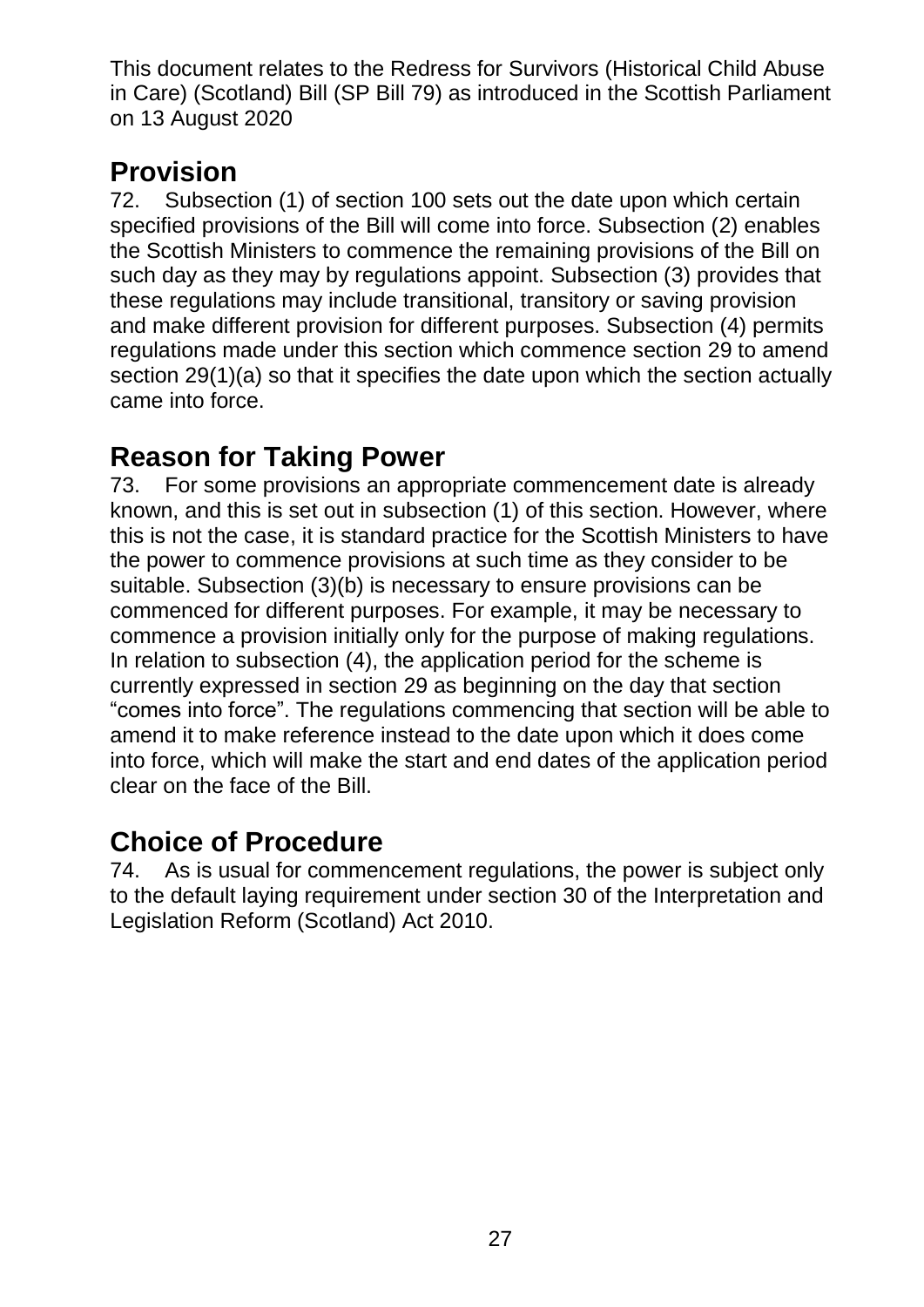This document relates to the Redress for Survivors (Historical Child Abuse in Care) (Scotland) Bill (SP Bill 79) as introduced in the Scottish Parliament on 13 August 2020

## Provision

72. Subsection (1) of section 100 sets out the date upon which certain specified provisions of the Bill will come into force. Subsection (2) enables the Scottish Ministers to commence the remaining provisions of the Bill on such day as they may by regulations appoint. Subsection (3) provides that these regulations may include transitional, transitory or saving provision and make different provision for different purposes. Subsection (4) permits regulations made under this section which commence section 29 to amend section 29(1)(a) so that it specifies the date upon which the section actually came into force.

## Reason for Taking Power

73. For some provisions an appropriate commencement date is already known, and this is set out in subsection (1) of this section. However, where this is not the case, it is standard practice for the Scottish Ministers to have the power to commence provisions at such time as they consider to be suitable. Subsection (3)(b) is necessary to ensure provisions can be commenced for different purposes. For example, it may be necessary to commence a provision initially only for the purpose of making regulations. In relation to subsection (4), the application period for the scheme is currently expressed in section 29 as beginning on the day that section "comes into force". The regulations commencing that section will be able to amend it to make reference instead to the date upon which it does come into force, which will make the start and end dates of the application period clear on the face of the Bill.

## Choice of Procedure

74. As is usual for commencement regulations, the power is subject only to the default laying requirement under section 30 of the Interpretation and Legislation Reform (Scotland) Act 2010.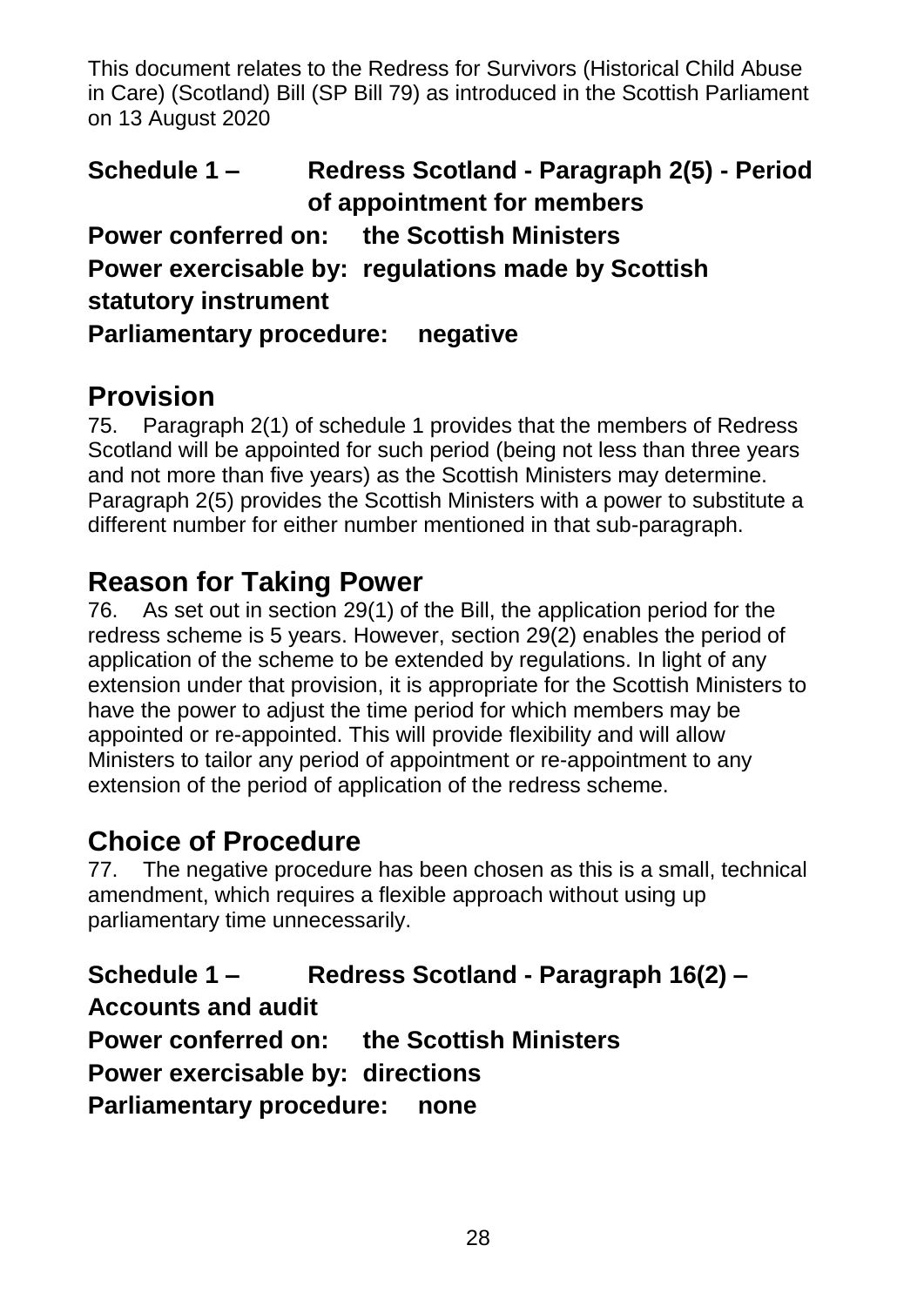This document relates to the Redress for Survivors (Historical Child Abuse in Care) (Scotland) Bill (SP Bill 79) as introduced in the Scottish Parliament on 13 August 2020

**Schedule 1 – Redress Scotland - Paragraph 2(5) - Period of appointment for members**

**Power conferred on: the Scottish Ministers**

**Power exercisable by: regulations made by Scottish statutory instrument**

**Parliamentary procedure: negative**

## Provision

75. Paragraph 2(1) of schedule 1 provides that the members of Redress Scotland will be appointed for such period (being not less than three years and not more than five years) as the Scottish Ministers may determine. Paragraph 2(5) provides the Scottish Ministers with a power to substitute a different number for either number mentioned in that sub-paragraph.

## Reason for Taking Power

76. As set out in section 29(1) of the Bill, the application period for the redress scheme is 5 years. However, section 29(2) enables the period of application of the scheme to be extended by regulations. In light of any extension under that provision, it is appropriate for the Scottish Ministers to have the power to adjust the time period for which members may be appointed or re-appointed. This will provide flexibility and will allow Ministers to tailor any period of appointment or re-appointment to any extension of the period of application of the redress scheme.

## Choice of Procedure

77. The negative procedure has been chosen as this is a small, technical amendment, which requires a flexible approach without using up parliamentary time unnecessarily.

**Schedule 1 – Redress Scotland - Paragraph 16(2) – Accounts and audit**

**Power conferred on: the Scottish Ministers**

**Power exercisable by: directions**

**Parliamentary procedure: none**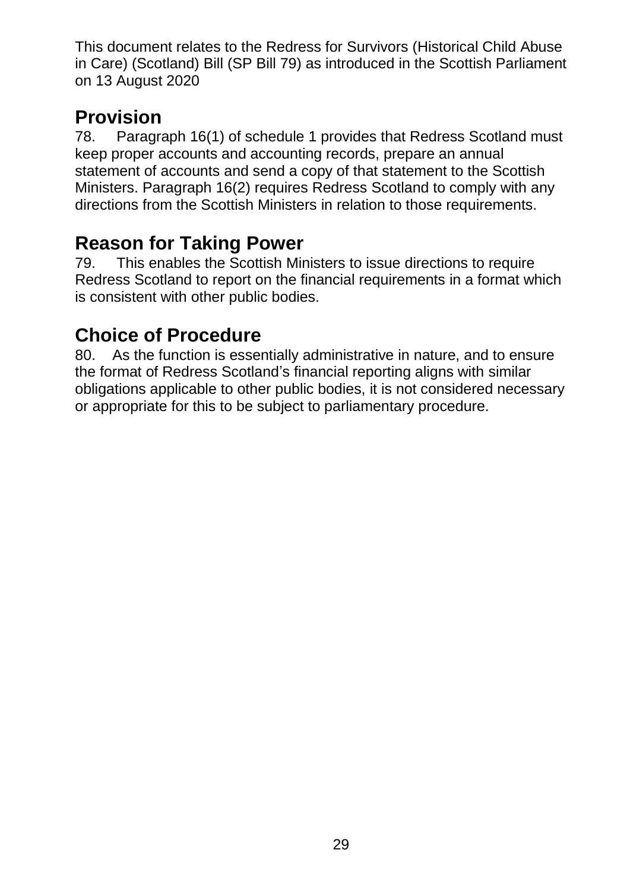This document relates to the Redress for Survivors (Historical Child Abuse in Care) (Scotland) Bill (SP Bill 79) as introduced in the Scottish Parliament on 13 August 2020

## Provision

78. Paragraph 16(1) of schedule 1 provides that Redress Scotland must keep proper accounts and accounting records, prepare an annual statement of accounts and send a copy of that statement to the Scottish Ministers. Paragraph 16(2) requires Redress Scotland to comply with any directions from the Scottish Ministers in relation to those requirements.

## Reason for Taking Power

79. This enables the Scottish Ministers to issue directions to require Redress Scotland to report on the financial requirements in a format which is consistent with other public bodies.

## Choice of Procedure

80. As the function is essentially administrative in nature, and to ensure the format of Redress Scotland's financial reporting aligns with similar obligations applicable to other public bodies, it is not considered necessary or appropriate for this to be subject to parliamentary procedure.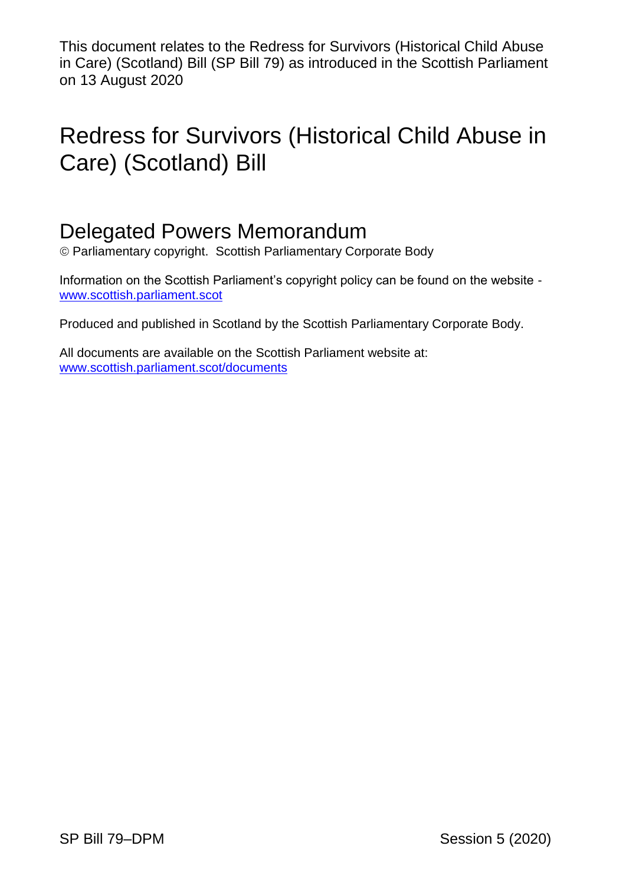This document relates to the Redress for Survivors (Historical Child Abuse in Care) (Scotland) Bill (SP Bill 79) as introduced in the Scottish Parliament on 13 August 2020

# Redress for Survivors (Historical Child Abuse in Care) (Scotland) Bill

## Delegated Powers Memorandum

© Parliamentary copyright. Scottish Parliamentary Corporate Body

Information on the Scottish Parliament's copyright policy can be found on the website - [www.scottish.parliament.scot](www.scottish.parliament.scot)

Produced and published in Scotland by the Scottish Parliamentary Corporate Body.

All documents are available on the Scottish Parliament website at: [www.scottish.parliament.scot/documents](www.scottish.parliament.scot/documents)

SP Bill 79–DPM Session 5 (2020)